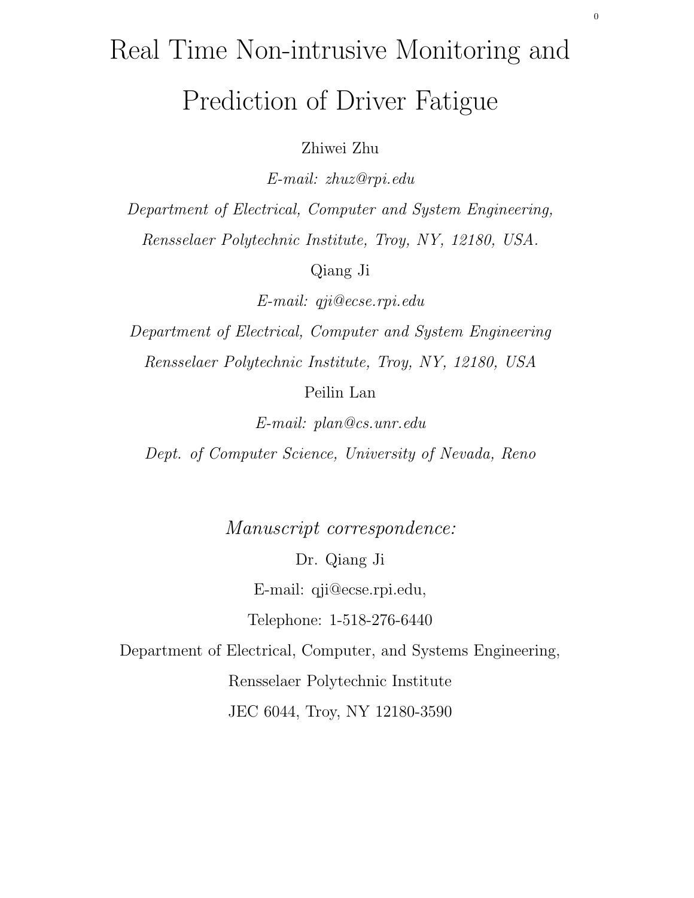# Real Time Non-intrusive Monitoring and Prediction of Driver Fatigue

Zhiwei Zhu

*E-mail: zhuz@rpi.edu*

*Department of Electrical, Computer and System Engineering,*

*Rensselaer Polytechnic Institute, Troy, NY, 12180, USA.*

Qiang Ji

*E-mail: qji@ecse.rpi.edu*

*Department of Electrical, Computer and System Engineering*

*Rensselaer Polytechnic Institute, Troy, NY, 12180, USA*

Peilin Lan

*E-mail: plan@cs.unr.edu*

*Dept. of Computer Science, University of Nevada, Reno*

*Manuscript correspondence:*

Dr. Qiang Ji

E-mail: qji@ecse.rpi.edu,

Telephone: 1-518-276-6440

Department of Electrical, Computer, and Systems Engineering,

Rensselaer Polytechnic Institute

JEC 6044, Troy, NY 12180-3590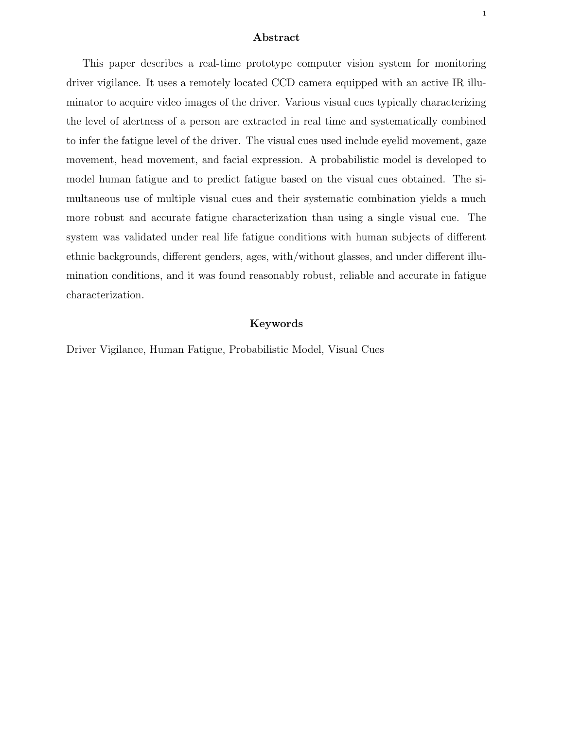## Abstract

This paper describes a real-time prototype computer vision system for monitoring driver vigilance. It uses a remotely located CCD camera equipped with an active IR illuminator to acquire video images of the driver. Various visual cues typically characterizing the level of alertness of a person are extracted in real time and systematically combined to infer the fatigue level of the driver. The visual cues used include eyelid movement, gaze movement, head movement, and facial expression. A probabilistic model is developed to model human fatigue and to predict fatigue based on the visual cues obtained. The simultaneous use of multiple visual cues and their systematic combination yields a much more robust and accurate fatigue characterization than using a single visual cue. The system was validated under real life fatigue conditions with human subjects of different ethnic backgrounds, different genders, ages, with/without glasses, and under different illumination conditions, and it was found reasonably robust, reliable and accurate in fatigue characterization.

## Keywords

Driver Vigilance, Human Fatigue, Probabilistic Model, Visual Cues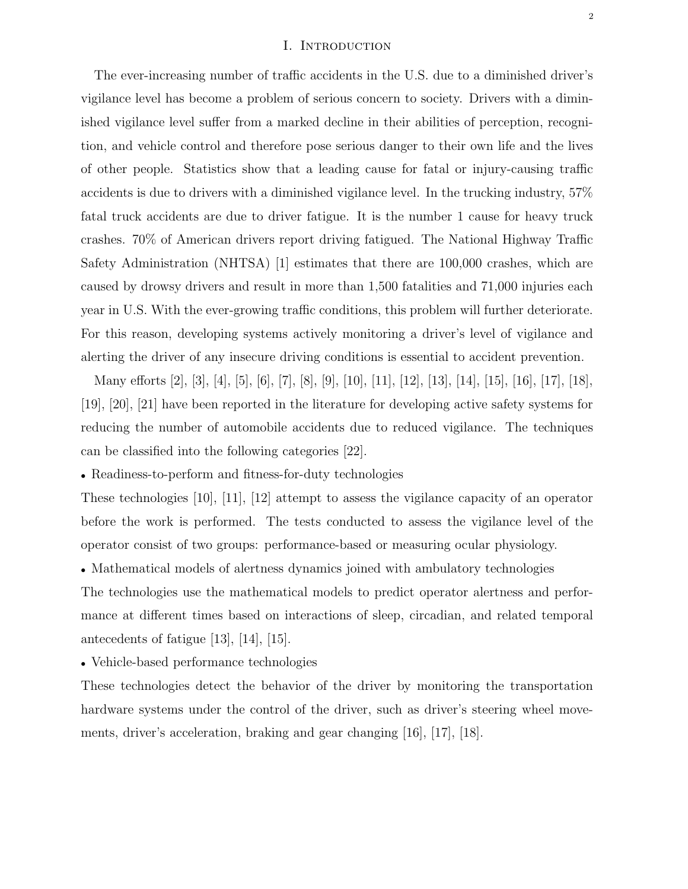# I. Introduction

The ever-increasing number of traffic accidents in the U.S. due to a diminished driver's vigilance level has become a problem of serious concern to society. Drivers with a diminished vigilance level suffer from a marked decline in their abilities of perception, recognition, and vehicle control and therefore pose serious danger to their own life and the lives of other people. Statistics show that a leading cause for fatal or injury-causing traffic accidents is due to drivers with a diminished vigilance level. In the trucking industry, 57% fatal truck accidents are due to driver fatigue. It is the number 1 cause for heavy truck crashes. 70% of American drivers report driving fatigued. The National Highway Traffic Safety Administration (NHTSA) [1] estimates that there are 100,000 crashes, which are caused by drowsy drivers and result in more than 1,500 fatalities and 71,000 injuries each year in U.S. With the ever-growing traffic conditions, this problem will further deteriorate. For this reason, developing systems actively monitoring a driver's level of vigilance and alerting the driver of any insecure driving conditions is essential to accident prevention.

Many efforts [2], [3], [4], [5], [6], [7], [8], [9], [10], [11], [12], [13], [14], [15], [16], [17], [18], [19], [20], [21] have been reported in the literature for developing active safety systems for reducing the number of automobile accidents due to reduced vigilance. The techniques can be classified into the following categories [22].

- Readiness-to-perform and fitness-for-duty technologies

These technologies [10], [11], [12] attempt to assess the vigilance capacity of an operator before the work is performed. The tests conducted to assess the vigilance level of the operator consist of two groups: performance-based or measuring ocular physiology.

- Mathematical models of alertness dynamics joined with ambulatory technologies

The technologies use the mathematical models to predict operator alertness and performance at different times based on interactions of sleep, circadian, and related temporal antecedents of fatigue [13], [14], [15].

- Vehicle-based performance technologies

These technologies detect the behavior of the driver by monitoring the transportation hardware systems under the control of the driver, such as driver's steering wheel movements, driver's acceleration, braking and gear changing [16], [17], [18].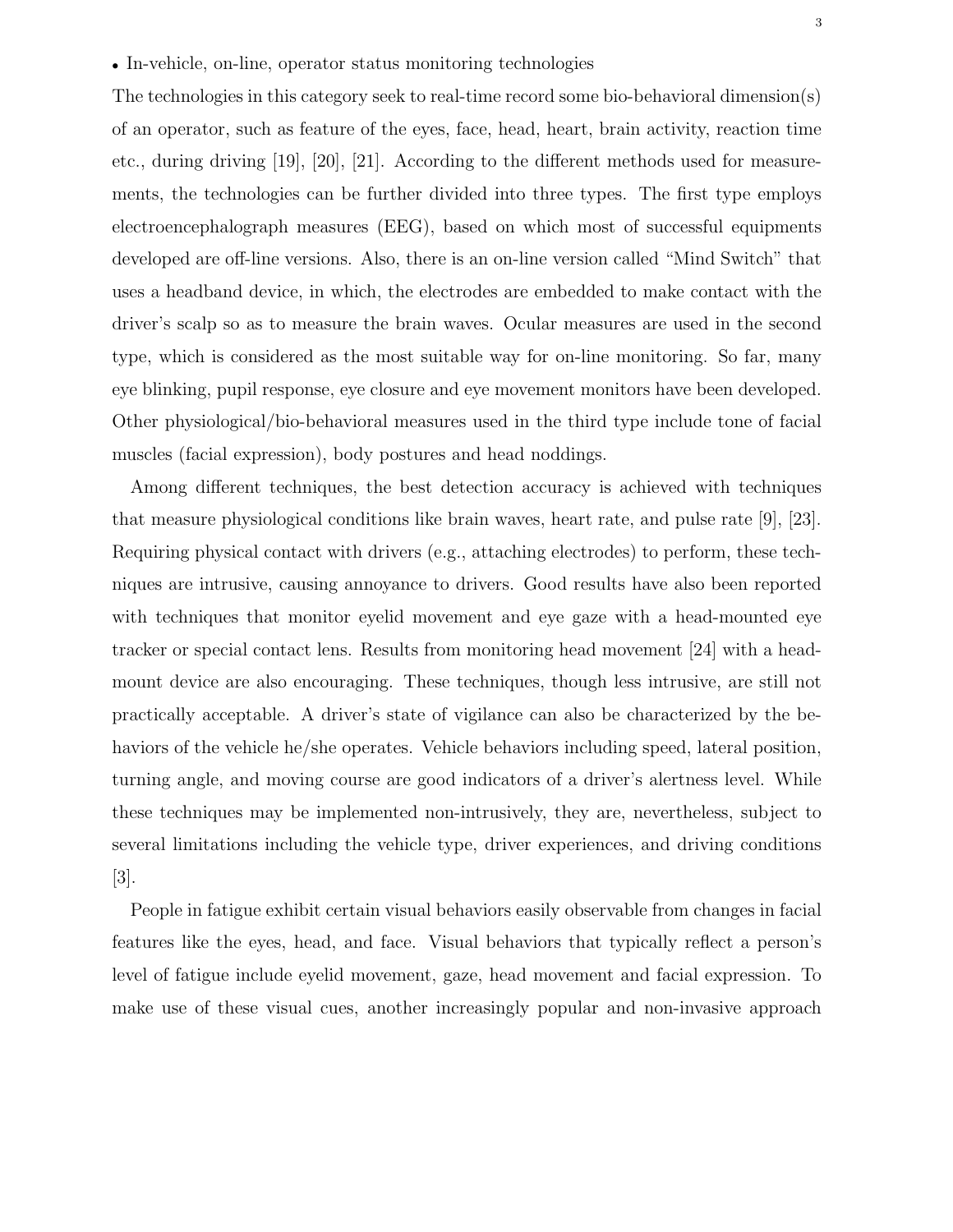- In-vehicle, on-line, operator status monitoring technologies

The technologies in this category seek to real-time record some bio-behavioral dimension(s) of an operator, such as feature of the eyes, face, head, heart, brain activity, reaction time etc., during driving [19], [20], [21]. According to the different methods used for measurements, the technologies can be further divided into three types. The first type employs electroencephalograph measures (EEG), based on which most of successful equipments developed are off-line versions. Also, there is an on-line version called "Mind Switch" that uses a headband device, in which, the electrodes are embedded to make contact with the driver's scalp so as to measure the brain waves. Ocular measures are used in the second type, which is considered as the most suitable way for on-line monitoring. So far, many eye blinking, pupil response, eye closure and eye movement monitors have been developed. Other physiological/bio-behavioral measures used in the third type include tone of facial muscles (facial expression), body postures and head noddings.

Among different techniques, the best detection accuracy is achieved with techniques that measure physiological conditions like brain waves, heart rate, and pulse rate [9], [23]. Requiring physical contact with drivers (e.g., attaching electrodes) to perform, these techniques are intrusive, causing annoyance to drivers. Good results have also been reported with techniques that monitor eyelid movement and eye gaze with a head-mounted eye tracker or special contact lens. Results from monitoring head movement [24] with a head-mount device are also encouraging. These techniques, though less intrusive, are still not practically acceptable. A driver's state of vigilance can also be characterized by the behaviors of the vehicle he/she operates. Vehicle behaviors including speed, lateral position, turning angle, and moving course are good indicators of a driver's alertness level. While these techniques may be implemented non-intrusively, they are, nevertheless, subject to several limitations including the vehicle type, driver experiences, and driving conditions [3].

People in fatigue exhibit certain visual behaviors easily observable from changes in facial features like the eyes, head, and face. Visual behaviors that typically reflect a person's level of fatigue include eyelid movement, gaze, head movement and facial expression. To make use of these visual cues, another increasingly popular and non-invasive approach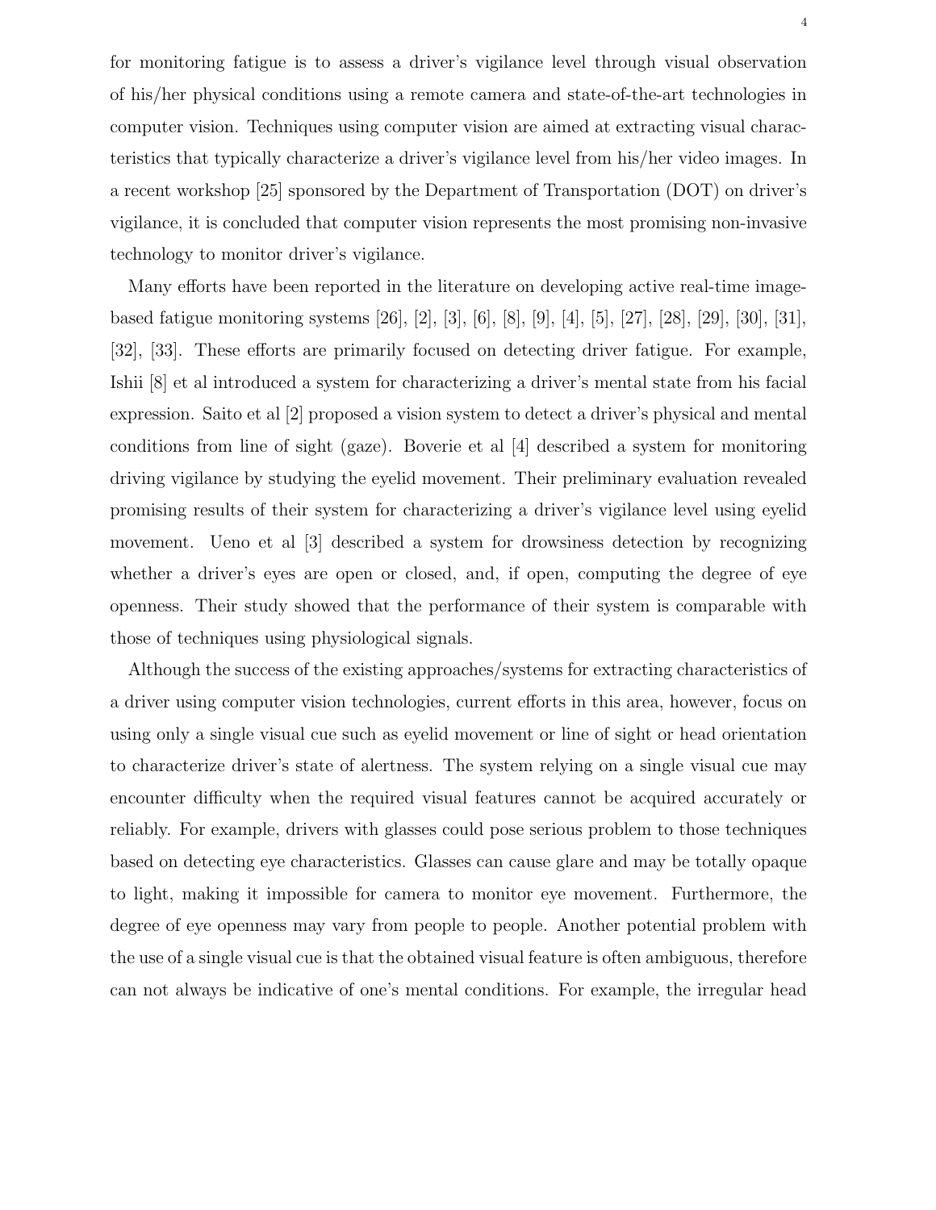for monitoring fatigue is to assess a driver's vigilance level through visual observation of his/her physical conditions using a remote camera and state-of-the-art technologies in computer vision. Techniques using computer vision are aimed at extracting visual characteristics that typically characterize a driver's vigilance level from his/her video images. In a recent workshop [25] sponsored by the Department of Transportation (DOT) on driver's vigilance, it is concluded that computer vision represents the most promising non-invasive technology to monitor driver's vigilance.

Many efforts have been reported in the literature on developing active real-time image-based fatigue monitoring systems [26], [2], [3], [6], [8], [9], [4], [5], [27], [28], [29], [30], [31], [32], [33]. These efforts are primarily focused on detecting driver fatigue. For example, Ishii [8] et al introduced a system for characterizing a driver's mental state from his facial expression. Saito et al [2] proposed a vision system to detect a driver's physical and mental conditions from line of sight (gaze). Boverie et al [4] described a system for monitoring driving vigilance by studying the eyelid movement. Their preliminary evaluation revealed promising results of their system for characterizing a driver's vigilance level using eyelid movement. Ueno et al [3] described a system for drowsiness detection by recognizing whether a driver's eyes are open or closed, and, if open, computing the degree of eye openness. Their study showed that the performance of their system is comparable with those of techniques using physiological signals.

Although the success of the existing approaches/systems for extracting characteristics of a driver using computer vision technologies, current efforts in this area, however, focus on using only a single visual cue such as eyelid movement or line of sight or head orientation to characterize driver's state of alertness. The system relying on a single visual cue may encounter difficulty when the required visual features cannot be acquired accurately or reliably. For example, drivers with glasses could pose serious problem to those techniques based on detecting eye characteristics. Glasses can cause glare and may be totally opaque to light, making it impossible for camera to monitor eye movement. Furthermore, the degree of eye openness may vary from people to people. Another potential problem with the use of a single visual cue is that the obtained visual feature is often ambiguous, therefore can not always be indicative of one's mental conditions. For example, the irregular head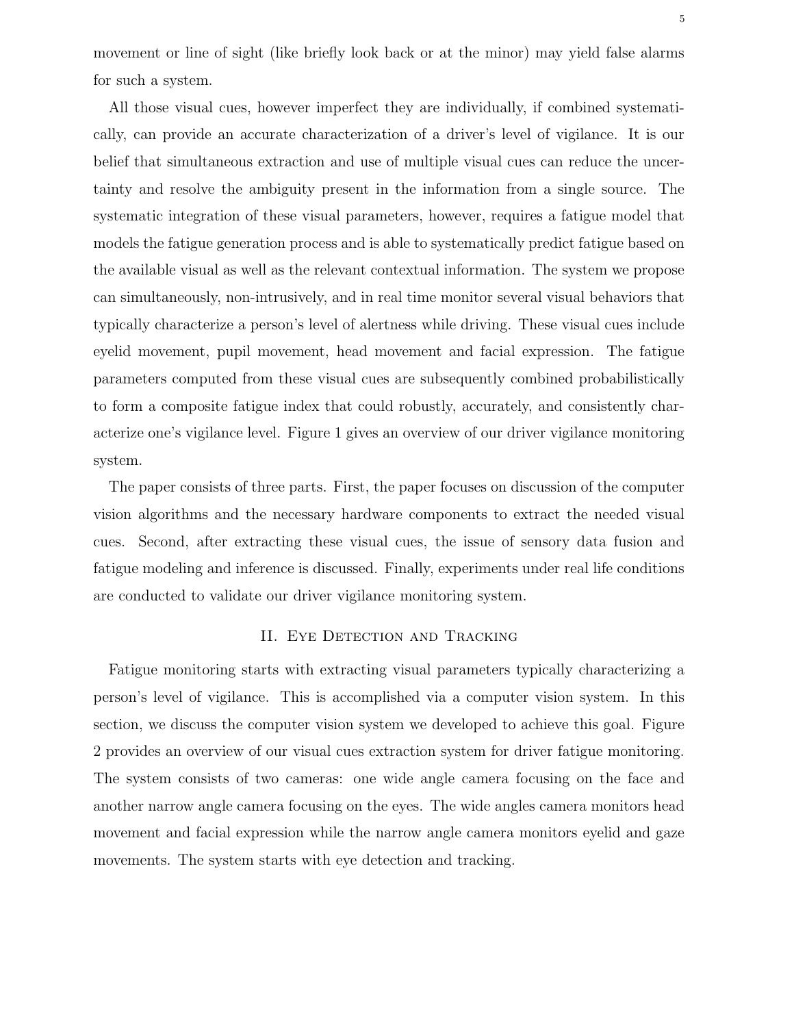movement or line of sight (like briefly look back or at the minor) may yield false alarms for such a system.

All those visual cues, however imperfect they are individually, if combined systematically, can provide an accurate characterization of a driver's level of vigilance. It is our belief that simultaneous extraction and use of multiple visual cues can reduce the uncertainty and resolve the ambiguity present in the information from a single source. The systematic integration of these visual parameters, however, requires a fatigue model that models the fatigue generation process and is able to systematically predict fatigue based on the available visual as well as the relevant contextual information. The system we propose can simultaneously, non-intrusively, and in real time monitor several visual behaviors that typically characterize a person's level of alertness while driving. These visual cues include eyelid movement, pupil movement, head movement and facial expression. The fatigue parameters computed from these visual cues are subsequently combined probabilistically to form a composite fatigue index that could robustly, accurately, and consistently characterize one's vigilance level. Figure 1 gives an overview of our driver vigilance monitoring system.

The paper consists of three parts. First, the paper focuses on discussion of the computer vision algorithms and the necessary hardware components to extract the needed visual cues. Second, after extracting these visual cues, the issue of sensory data fusion and fatigue modeling and inference is discussed. Finally, experiments under real life conditions are conducted to validate our driver vigilance monitoring system.

## II. Eye Detection and Tracking

Fatigue monitoring starts with extracting visual parameters typically characterizing a person's level of vigilance. This is accomplished via a computer vision system. In this section, we discuss the computer vision system we developed to achieve this goal. Figure 2 provides an overview of our visual cues extraction system for driver fatigue monitoring. The system consists of two cameras: one wide angle camera focusing on the face and another narrow angle camera focusing on the eyes. The wide angles camera monitors head movement and facial expression while the narrow angle camera monitors eyelid and gaze movements. The system starts with eye detection and tracking.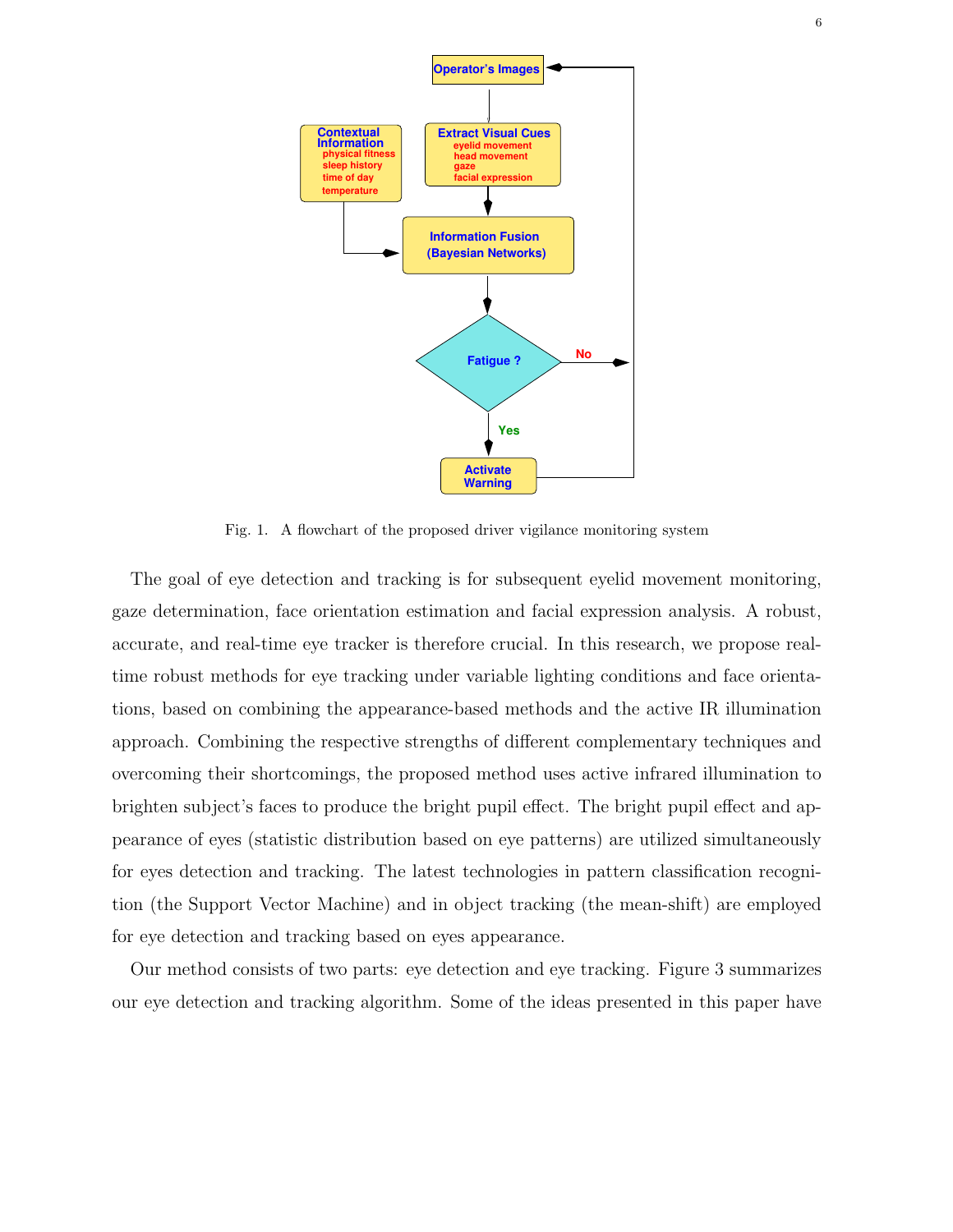Fig. 1. A flowchart of the proposed driver vigilance monitoring system

The goal of eye detection and tracking is for subsequent eyelid movement monitoring, gaze determination, face orientation estimation and facial expression analysis. A robust, accurate, and real-time eye tracker is therefore crucial. In this research, we propose real-time robust methods for eye tracking under variable lighting conditions and face orientations, based on combining the appearance-based methods and the active IR illumination approach. Combining the respective strengths of different complementary techniques and overcoming their shortcomings, the proposed method uses active infrared illumination to brighten subject's faces to produce the bright pupil effect. The bright pupil effect and appearance of eyes (statistic distribution based on eye patterns) are utilized simultaneously for eyes detection and tracking. The latest technologies in pattern classification recognition (the Support Vector Machine) and in object tracking (the mean-shift) are employed for eye detection and tracking based on eyes appearance.

Our method consists of two parts: eye detection and eye tracking. Figure 3 summarizes our eye detection and tracking algorithm. Some of the ideas presented in this paper have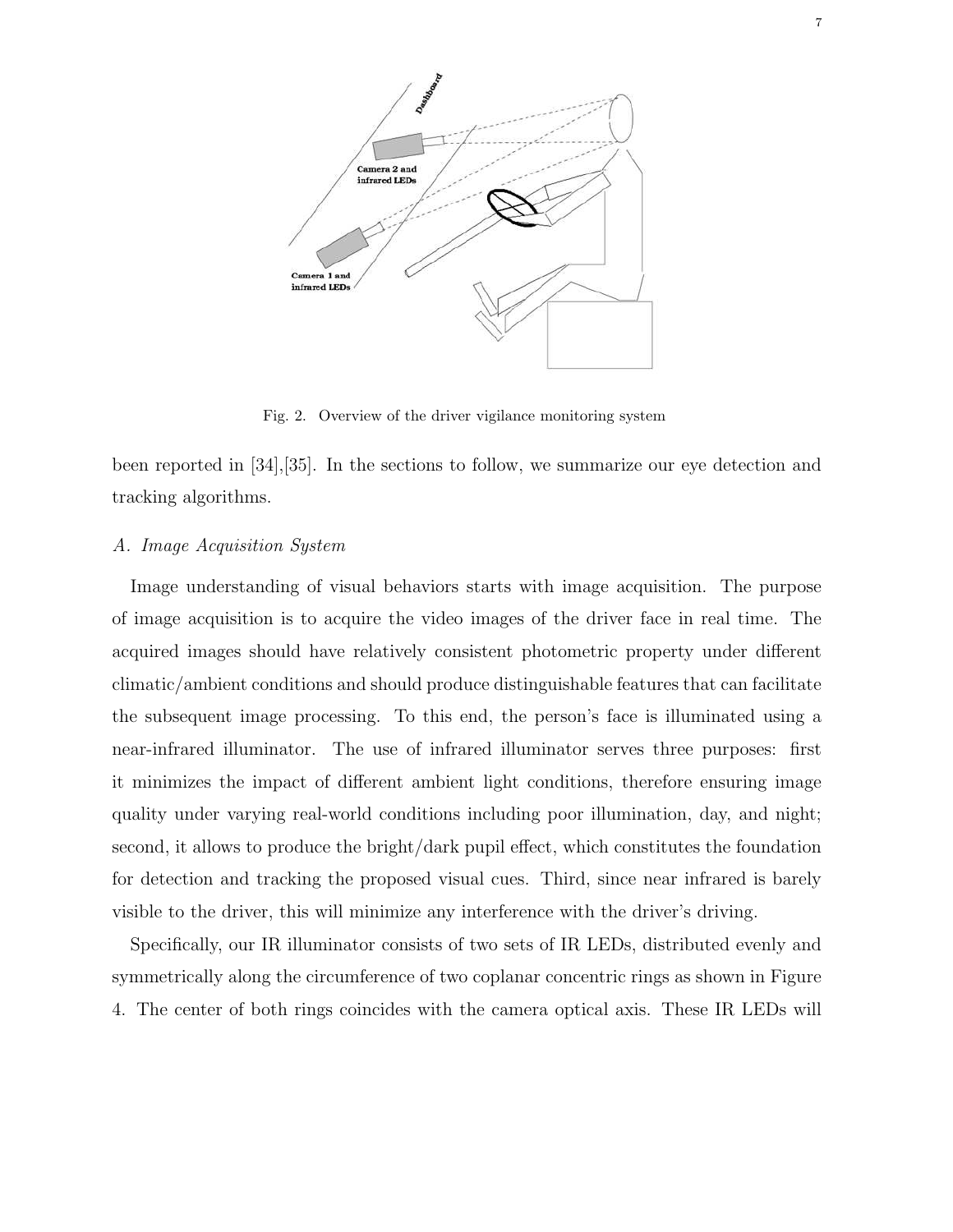Fig. 2. Overview of the driver vigilance monitoring system

been reported in [34],[35]. In the sections to follow, we summarize our eye detection and tracking algorithms.

### *A. Image Acquisition System*

Image understanding of visual behaviors starts with image acquisition. The purpose of image acquisition is to acquire the video images of the driver face in real time. The acquired images should have relatively consistent photometric property under different climatic/ambient conditions and should produce distinguishable features that can facilitate the subsequent image processing. To this end, the person's face is illuminated using a near-infrared illuminator. The use of infrared illuminator serves three purposes: first it minimizes the impact of different ambient light conditions, therefore ensuring image quality under varying real-world conditions including poor illumination, day, and night; second, it allows to produce the bright/dark pupil effect, which constitutes the foundation for detection and tracking the proposed visual cues. Third, since near infrared is barely visible to the driver, this will minimize any interference with the driver's driving.

Specifically, our IR illuminator consists of two sets of IR LEDs, distributed evenly and symmetrically along the circumference of two coplanar concentric rings as shown in Figure 4. The center of both rings coincides with the camera optical axis. These IR LEDs will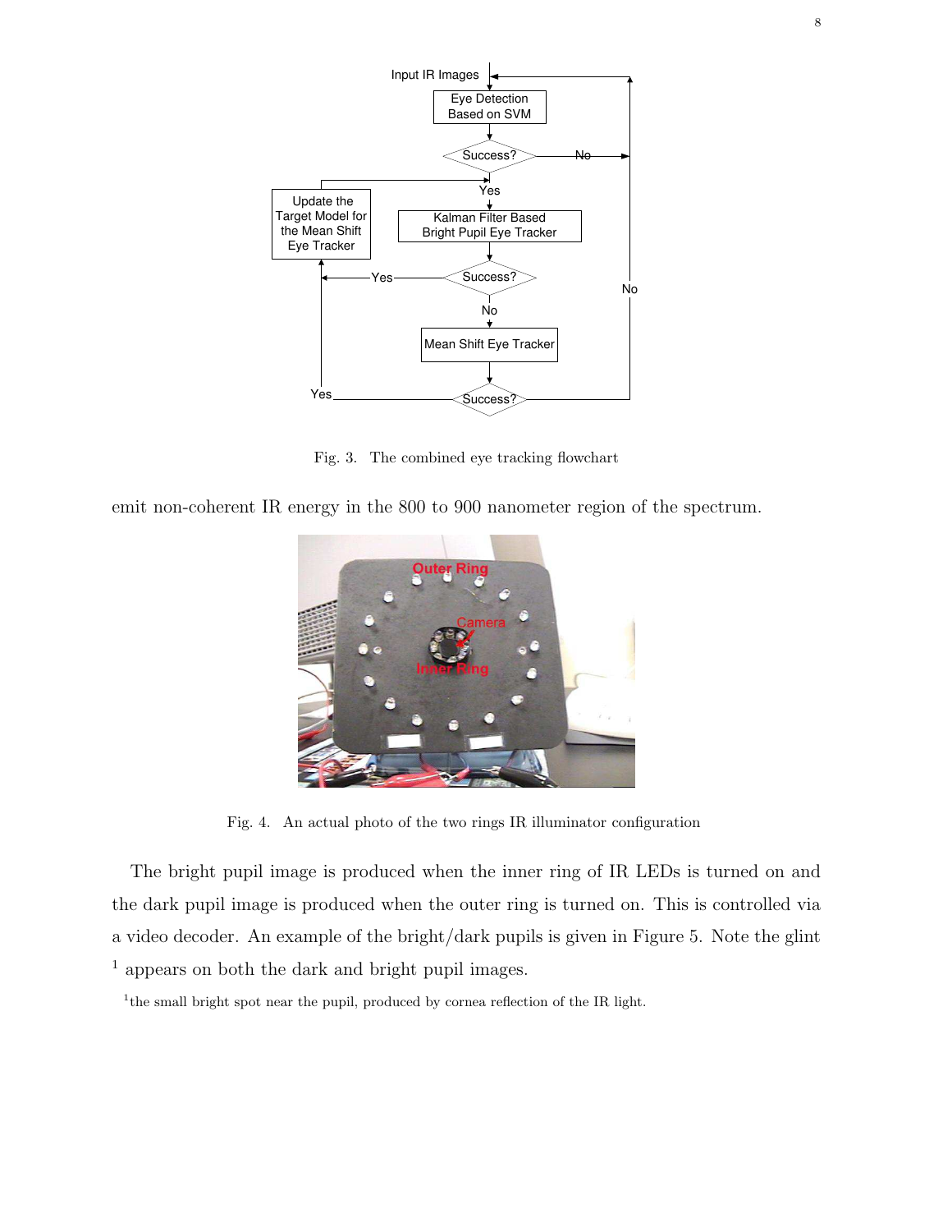Fig. 3. The combined eye tracking flowchart

emit non-coherent IR energy in the 800 to 900 nanometer region of the spectrum.

Fig. 4. An actual photo of the two rings IR illuminator configuration

The bright pupil image is produced when the inner ring of IR LEDs is turned on and the dark pupil image is produced when the outer ring is turned on. This is controlled via a video decoder. An example of the bright/dark pupils is given in Figure 5. Note the glint [1] appears on both the dark and bright pupil images.

[1] the small bright spot near the pupil, produced by cornea reflection of the IR light.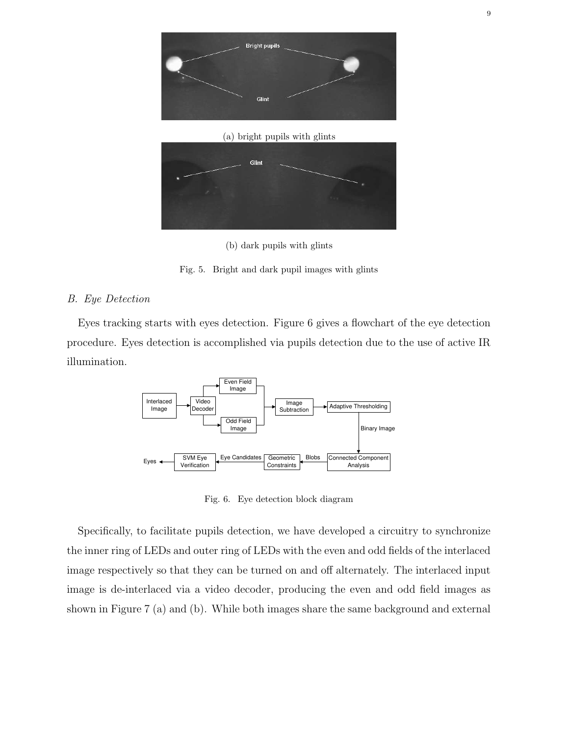(a) bright pupils with glints

(b) dark pupils with glints

Fig. 5. Bright and dark pupil images with glints

### *B. Eye Detection*

Eyes tracking starts with eyes detection. Figure 6 gives a flowchart of the eye detection procedure. Eyes detection is accomplished via pupils detection due to the use of active IR illumination.

Fig. 6. Eye detection block diagram

Specifically, to facilitate pupils detection, we have developed a circuitry to synchronize the inner ring of LEDs and outer ring of LEDs with the even and odd fields of the interlaced image respectively so that they can be turned on and off alternately. The interlaced input image is de-interlaced via a video decoder, producing the even and odd field images as shown in Figure 7 (a) and (b). While both images share the same background and external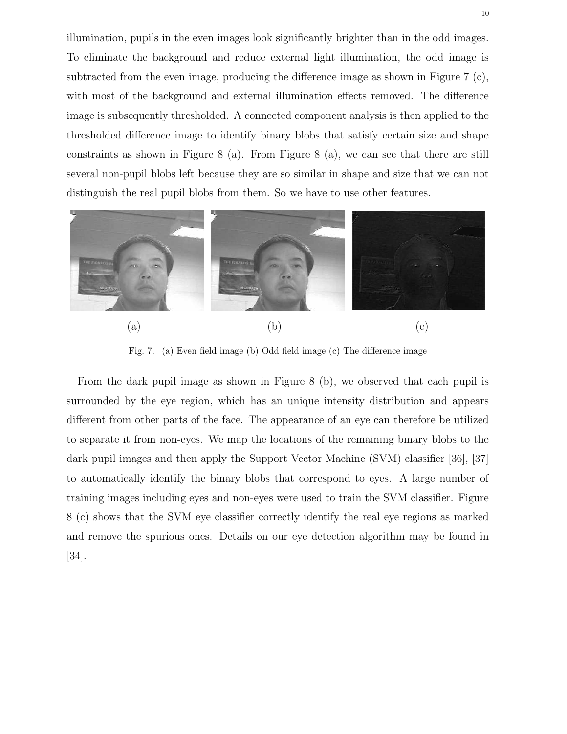illumination, pupils in the even images look significantly brighter than in the odd images. To eliminate the background and reduce external light illumination, the odd image is subtracted from the even image, producing the difference image as shown in Figure 7 (c), with most of the background and external illumination effects removed. The difference image is subsequently thresholded. A connected component analysis is then applied to the thresholded difference image to identify binary blobs that satisfy certain size and shape constraints as shown in Figure 8 (a). From Figure 8 (a), we can see that there are still several non-pupil blobs left because they are so similar in shape and size that we can not distinguish the real pupil blobs from them. So we have to use other features.

(a) (b) (c)

Fig. 7. (a) Even field image (b) Odd field image (c) The difference image

From the dark pupil image as shown in Figure 8 (b), we observed that each pupil is surrounded by the eye region, which has an unique intensity distribution and appears different from other parts of the face. The appearance of an eye can therefore be utilized to separate it from non-eyes. We map the locations of the remaining binary blobs to the dark pupil images and then apply the Support Vector Machine (SVM) classifier [36], [37] to automatically identify the binary blobs that correspond to eyes. A large number of training images including eyes and non-eyes were used to train the SVM classifier. Figure 8 (c) shows that the SVM eye classifier correctly identify the real eye regions as marked and remove the spurious ones. Details on our eye detection algorithm may be found in [34].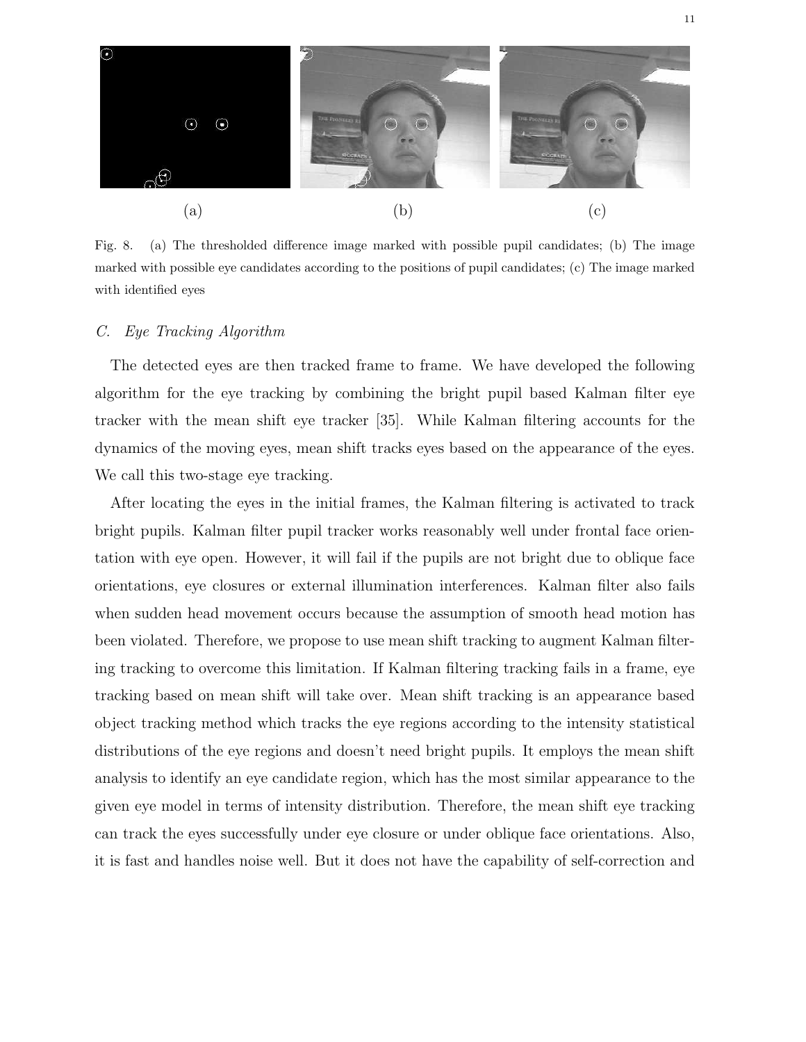(a) (b) (c)

Fig. 8. (a) The thresholded difference image marked with possible pupil candidates; (b) The image marked with possible eye candidates according to the positions of pupil candidates; (c) The image marked with identified eyes

### *C. Eye Tracking Algorithm*

The detected eyes are then tracked frame to frame. We have developed the following algorithm for the eye tracking by combining the bright pupil based Kalman filter eye tracker with the mean shift eye tracker [35]. While Kalman filtering accounts for the dynamics of the moving eyes, mean shift tracks eyes based on the appearance of the eyes. We call this two-stage eye tracking.

After locating the eyes in the initial frames, the Kalman filtering is activated to track bright pupils. Kalman filter pupil tracker works reasonably well under frontal face orientation with eye open. However, it will fail if the pupils are not bright due to oblique face orientations, eye closures or external illumination interferences. Kalman filter also fails when sudden head movement occurs because the assumption of smooth head motion has been violated. Therefore, we propose to use mean shift tracking to augment Kalman filtering tracking to overcome this limitation. If Kalman filtering tracking fails in a frame, eye tracking based on mean shift will take over. Mean shift tracking is an appearance based object tracking method which tracks the eye regions according to the intensity statistical distributions of the eye regions and doesn't need bright pupils. It employs the mean shift analysis to identify an eye candidate region, which has the most similar appearance to the given eye model in terms of intensity distribution. Therefore, the mean shift eye tracking can track the eyes successfully under eye closure or under oblique face orientations. Also, it is fast and handles noise well. But it does not have the capability of self-correction and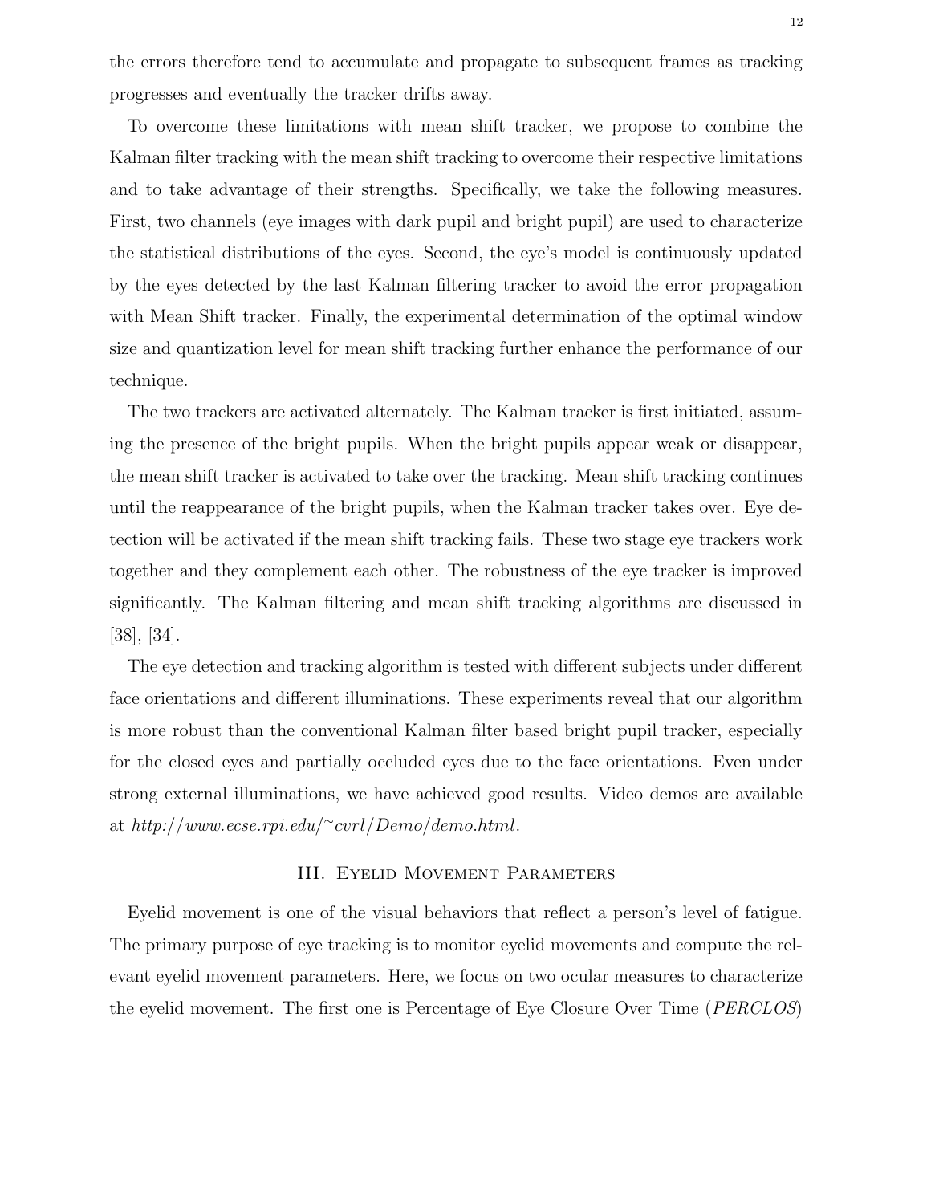the errors therefore tend to accumulate and propagate to subsequent frames as tracking progresses and eventually the tracker drifts away.

To overcome these limitations with mean shift tracker, we propose to combine the Kalman filter tracking with the mean shift tracking to overcome their respective limitations and to take advantage of their strengths. Specifically, we take the following measures. First, two channels (eye images with dark pupil and bright pupil) are used to characterize the statistical distributions of the eyes. Second, the eye's model is continuously updated by the eyes detected by the last Kalman filtering tracker to avoid the error propagation with Mean Shift tracker. Finally, the experimental determination of the optimal window size and quantization level for mean shift tracking further enhance the performance of our technique.

The two trackers are activated alternately. The Kalman tracker is first initiated, assuming the presence of the bright pupils. When the bright pupils appear weak or disappear, the mean shift tracker is activated to take over the tracking. Mean shift tracking continues until the reappearance of the bright pupils, when the Kalman tracker takes over. Eye detection will be activated if the mean shift tracking fails. These two stage eye trackers work together and they complement each other. The robustness of the eye tracker is improved significantly. The Kalman filtering and mean shift tracking algorithms are discussed in [38], [34].

The eye detection and tracking algorithm is tested with different subjects under different face orientations and different illuminations. These experiments reveal that our algorithm is more robust than the conventional Kalman filter based bright pupil tracker, especially for the closed eyes and partially occluded eyes due to the face orientations. Even under strong external illuminations, we have achieved good results. Video demos are available at *http://www.ecse.rpi.edu/~cvrl/Demo/demo.html*.

## III. Eyelid Movement Parameters

Eyelid movement is one of the visual behaviors that reflect a person's level of fatigue. The primary purpose of eye tracking is to monitor eyelid movements and compute the relevant eyelid movement parameters. Here, we focus on two ocular measures to characterize the eyelid movement. The first one is Percentage of Eye Closure Over Time (*PERCLOS*)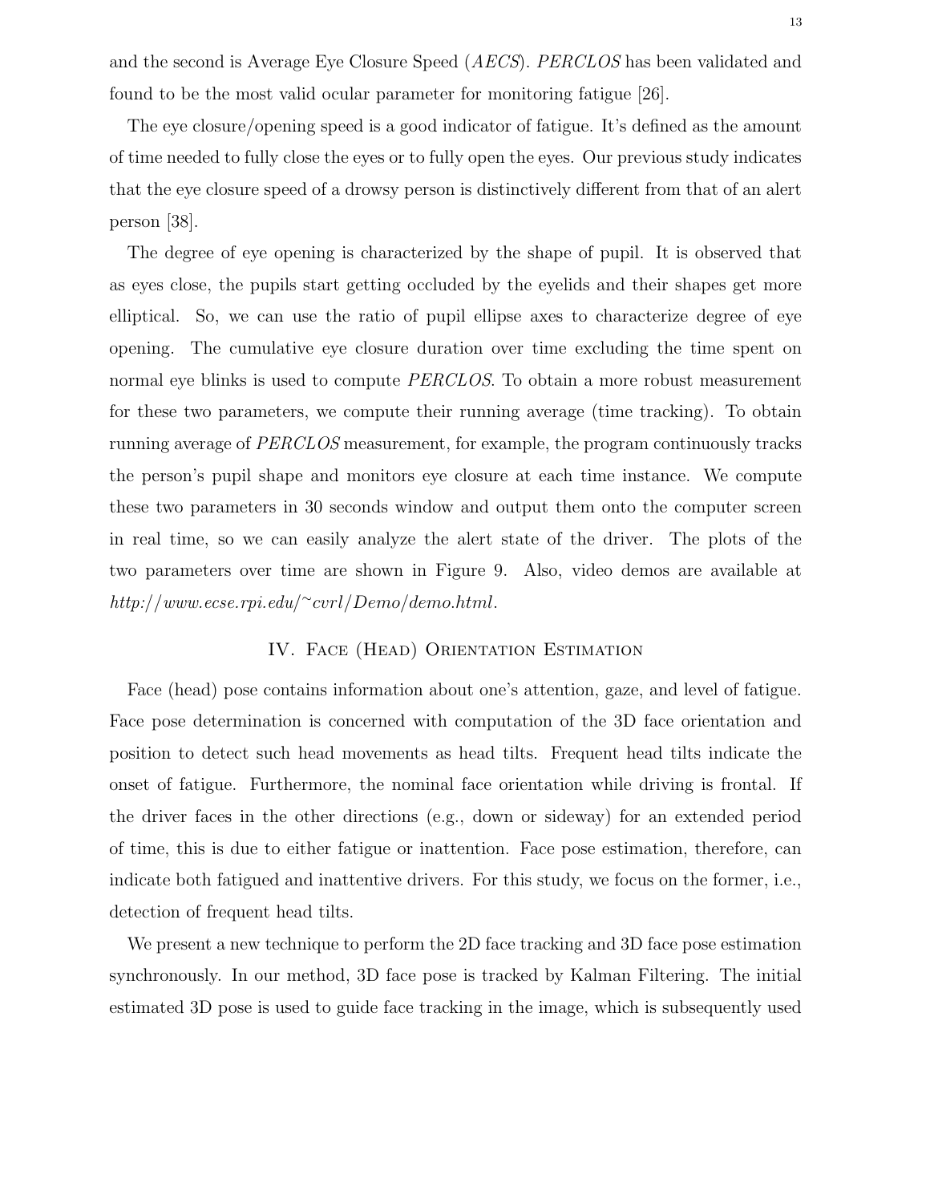and the second is Average Eye Closure Speed (*AECS*). *PERCLOS* has been validated and found to be the most valid ocular parameter for monitoring fatigue [26].

The eye closure/opening speed is a good indicator of fatigue. It's defined as the amount of time needed to fully close the eyes or to fully open the eyes. Our previous study indicates that the eye closure speed of a drowsy person is distinctively different from that of an alert person [38].

The degree of eye opening is characterized by the shape of pupil. It is observed that as eyes close, the pupils start getting occluded by the eyelids and their shapes get more elliptical. So, we can use the ratio of pupil ellipse axes to characterize degree of eye opening. The cumulative eye closure duration over time excluding the time spent on normal eye blinks is used to compute *PERCLOS*. To obtain a more robust measurement for these two parameters, we compute their running average (time tracking). To obtain running average of *PERCLOS* measurement, for example, the program continuously tracks the person's pupil shape and monitors eye closure at each time instance. We compute these two parameters in 30 seconds window and output them onto the computer screen in real time, so we can easily analyze the alert state of the driver. The plots of the two parameters over time are shown in Figure 9. Also, video demos are available at *http://www.ecse.rpi.edu/~cvrl/Demo/demo.html*.

## IV. Face (Head) Orientation Estimation

Face (head) pose contains information about one's attention, gaze, and level of fatigue. Face pose determination is concerned with computation of the 3D face orientation and position to detect such head movements as head tilts. Frequent head tilts indicate the onset of fatigue. Furthermore, the nominal face orientation while driving is frontal. If the driver faces in the other directions (e.g., down or sideway) for an extended period of time, this is due to either fatigue or inattention. Face pose estimation, therefore, can indicate both fatigued and inattentive drivers. For this study, we focus on the former, i.e., detection of frequent head tilts.

We present a new technique to perform the 2D face tracking and 3D face pose estimation synchronously. In our method, 3D face pose is tracked by Kalman Filtering. The initial estimated 3D pose is used to guide face tracking in the image, which is subsequently used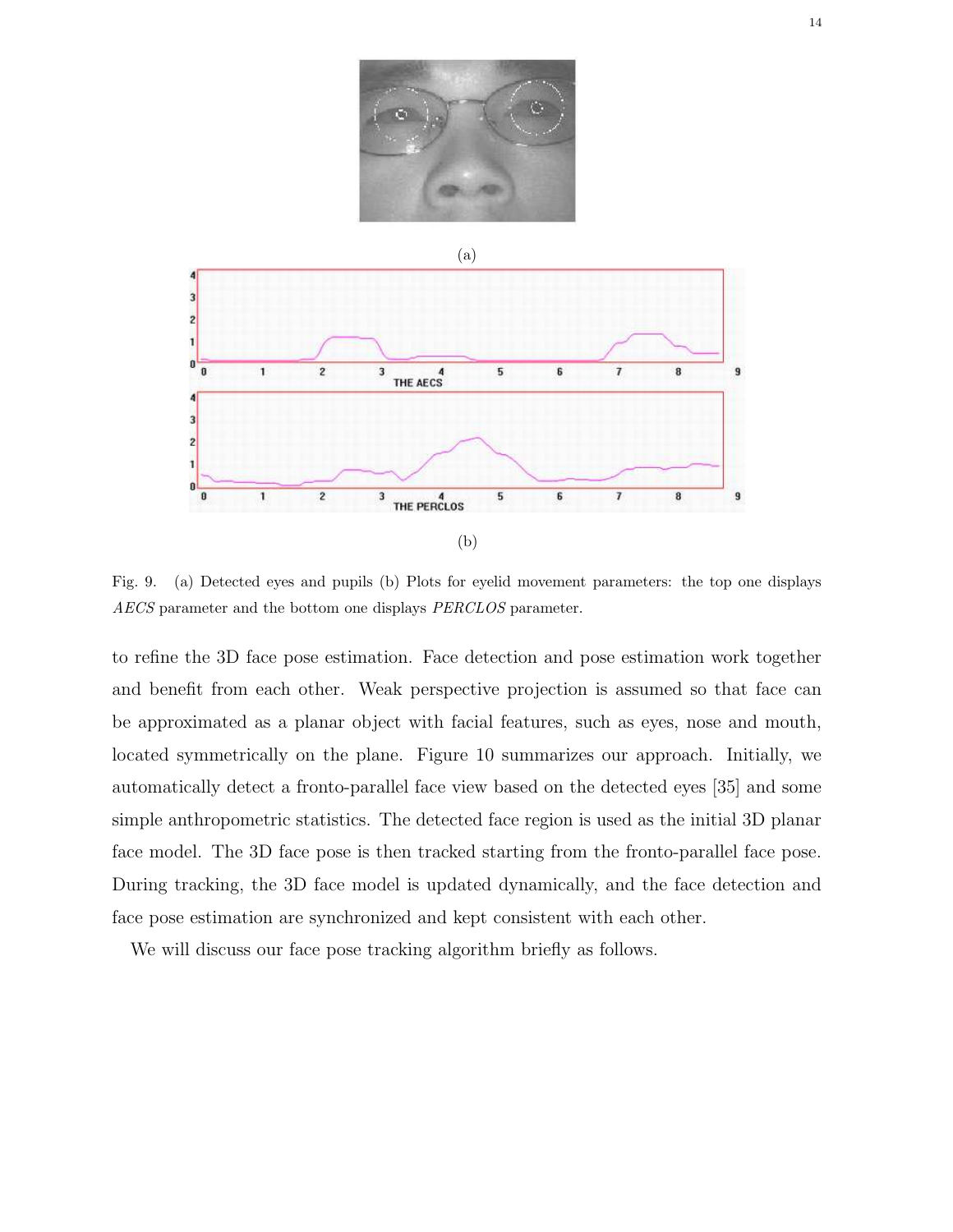(a)

(b)

Fig. 9. (a) Detected eyes and pupils (b) Plots for eyelid movement parameters: the top one displays *AECS* parameter and the bottom one displays *PERCLOS* parameter.

to refine the 3D face pose estimation. Face detection and pose estimation work together and benefit from each other. Weak perspective projection is assumed so that face can be approximated as a planar object with facial features, such as eyes, nose and mouth, located symmetrically on the plane. Figure 10 summarizes our approach. Initially, we automatically detect a fronto-parallel face view based on the detected eyes [35] and some simple anthropometric statistics. The detected face region is used as the initial 3D planar face model. The 3D face pose is then tracked starting from the fronto-parallel face pose. During tracking, the 3D face model is updated dynamically, and the face detection and face pose estimation are synchronized and kept consistent with each other.

We will discuss our face pose tracking algorithm briefly as follows.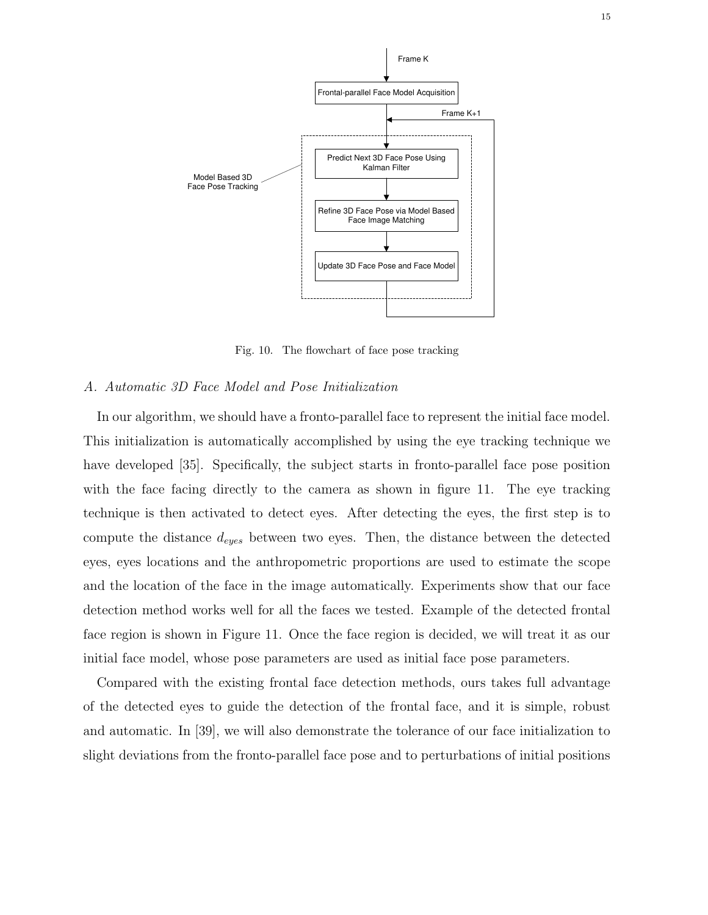Fig. 10. The flowchart of face pose tracking

### A. Automatic 3D Face Model and Pose Initialization

In our algorithm, we should have a fronto-parallel face to represent the initial face model. This initialization is automatically accomplished by using the eye tracking technique we have developed [35]. Specifically, the subject starts in fronto-parallel face pose position with the face facing directly to the camera as shown in figure 11. The eye tracking technique is then activated to detect eyes. After detecting the eyes, the first step is to compute the distance $d_{eyes}$ between two eyes. Then, the distance between the detected eyes, eyes locations and the anthropometric proportions are used to estimate the scope and the location of the face in the image automatically. Experiments show that our face detection method works well for all the faces we tested. Example of the detected frontal face region is shown in Figure 11. Once the face region is decided, we will treat it as our initial face model, whose pose parameters are used as initial face pose parameters.

Compared with the existing frontal face detection methods, ours takes full advantage of the detected eyes to guide the detection of the frontal face, and it is simple, robust and automatic. In [39], we will also demonstrate the tolerance of our face initialization to slight deviations from the fronto-parallel face pose and to perturbations of initial positions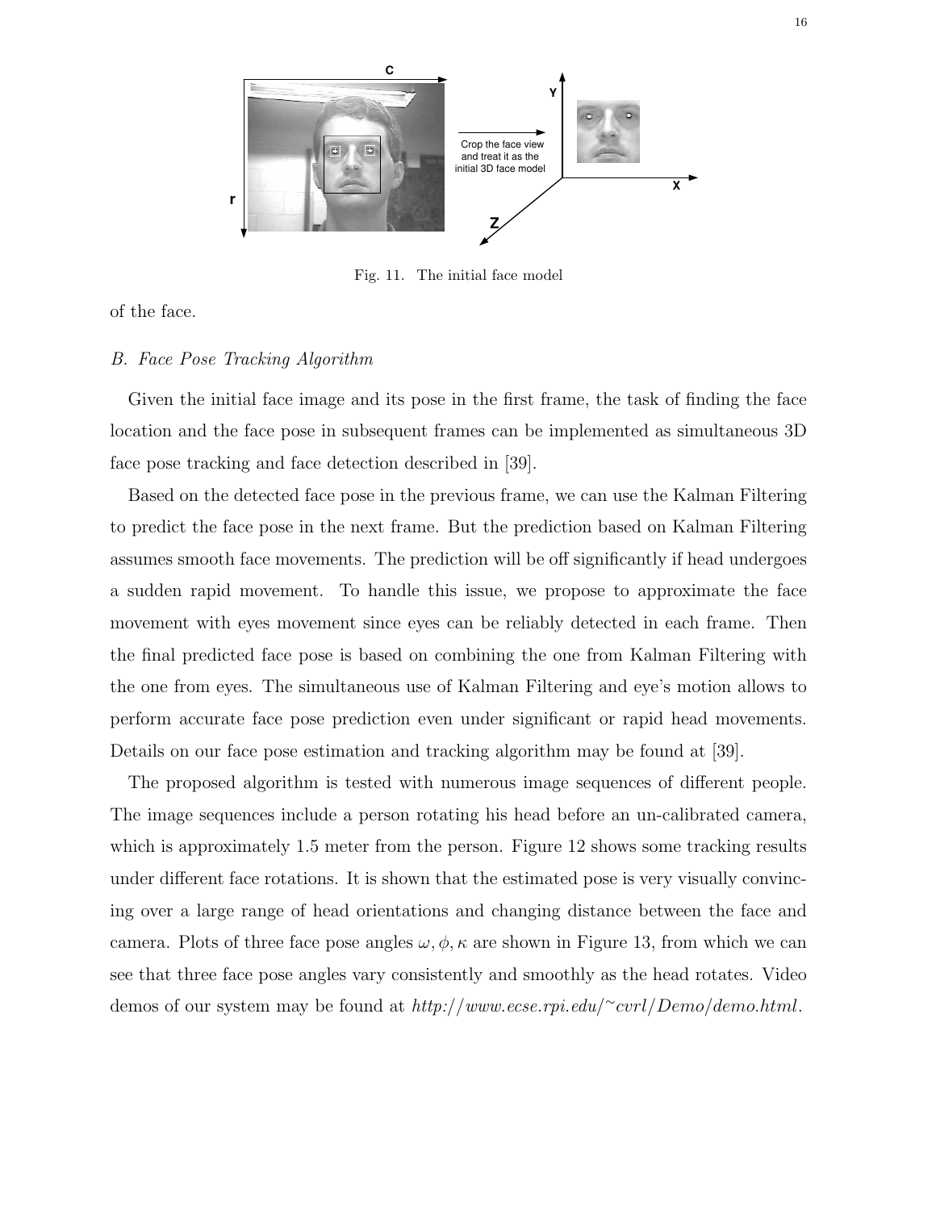Fig. 11. The initial face model

of the face.

### *B. Face Pose Tracking Algorithm*

Given the initial face image and its pose in the first frame, the task of finding the face location and the face pose in subsequent frames can be implemented as simultaneous 3D face pose tracking and face detection described in [39].

Based on the detected face pose in the previous frame, we can use the Kalman Filtering to predict the face pose in the next frame. But the prediction based on Kalman Filtering assumes smooth face movements. The prediction will be off significantly if head undergoes a sudden rapid movement. To handle this issue, we propose to approximate the face movement with eyes movement since eyes can be reliably detected in each frame. Then the final predicted face pose is based on combining the one from Kalman Filtering with the one from eyes. The simultaneous use of Kalman Filtering and eye's motion allows to perform accurate face pose prediction even under significant or rapid head movements. Details on our face pose estimation and tracking algorithm may be found at [39].

The proposed algorithm is tested with numerous image sequences of different people. The image sequences include a person rotating his head before an un-calibrated camera, which is approximately 1.5 meter from the person. Figure 12 shows some tracking results under different face rotations. It is shown that the estimated pose is very visually convincing over a large range of head orientations and changing distance between the face and camera. Plots of three face pose angles $\omega, \phi, \kappa$ are shown in Figure 13, from which we can see that three face pose angles vary consistently and smoothly as the head rotates. Video demos of our system may be found at *http://www.ecse.rpi.edu/~cvrl/Demo/demo.html*.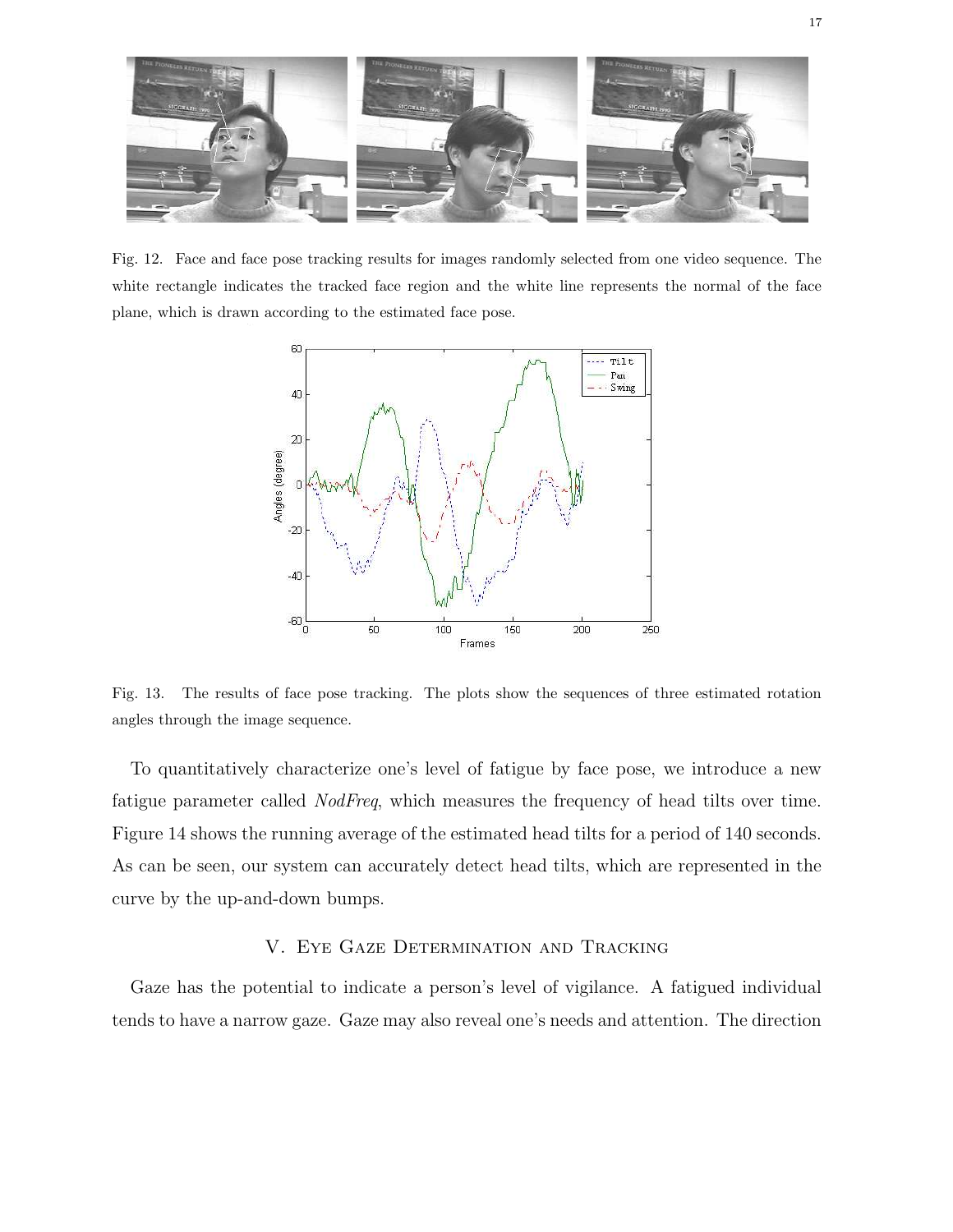Fig. 12. Face and face pose tracking results for images randomly selected from one video sequence. The white rectangle indicates the tracked face region and the white line represents the normal of the face plane, which is drawn according to the estimated face pose.

Fig. 13. The results of face pose tracking. The plots show the sequences of three estimated rotation angles through the image sequence.

To quantitatively characterize one's level of fatigue by face pose, we introduce a new fatigue parameter called *NodFreq*, which measures the frequency of head tilts over time. Figure 14 shows the running average of the estimated head tilts for a period of 140 seconds. As can be seen, our system can accurately detect head tilts, which are represented in the curve by the up-and-down bumps.

## V. Eye Gaze Determination and Tracking

Gaze has the potential to indicate a person's level of vigilance. A fatigued individual tends to have a narrow gaze. Gaze may also reveal one's needs and attention. The direction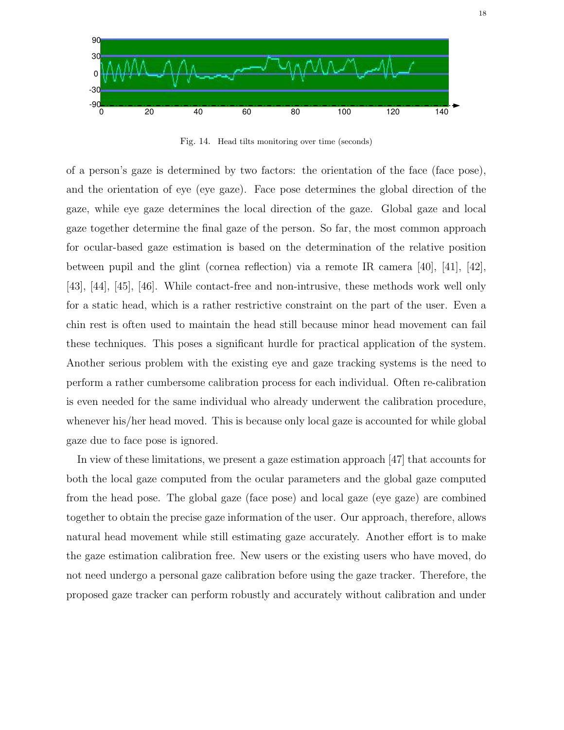Fig. 14. Head tilts monitoring over time (seconds)

of a person's gaze is determined by two factors: the orientation of the face (face pose), and the orientation of eye (eye gaze). Face pose determines the global direction of the gaze, while eye gaze determines the local direction of the gaze. Global gaze and local gaze together determine the final gaze of the person. So far, the most common approach for ocular-based gaze estimation is based on the determination of the relative position between pupil and the glint (cornea reflection) via a remote IR camera [40], [41], [42], [43], [44], [45], [46]. While contact-free and non-intrusive, these methods work well only for a static head, which is a rather restrictive constraint on the part of the user. Even a chin rest is often used to maintain the head still because minor head movement can fail these techniques. This poses a significant hurdle for practical application of the system. Another serious problem with the existing eye and gaze tracking systems is the need to perform a rather cumbersome calibration process for each individual. Often re-calibration is even needed for the same individual who already underwent the calibration procedure, whenever his/her head moved. This is because only local gaze is accounted for while global gaze due to face pose is ignored.

In view of these limitations, we present a gaze estimation approach [47] that accounts for both the local gaze computed from the ocular parameters and the global gaze computed from the head pose. The global gaze (face pose) and local gaze (eye gaze) are combined together to obtain the precise gaze information of the user. Our approach, therefore, allows natural head movement while still estimating gaze accurately. Another effort is to make the gaze estimation calibration free. New users or the existing users who have moved, do not need undergo a personal gaze calibration before using the gaze tracker. Therefore, the proposed gaze tracker can perform robustly and accurately without calibration and under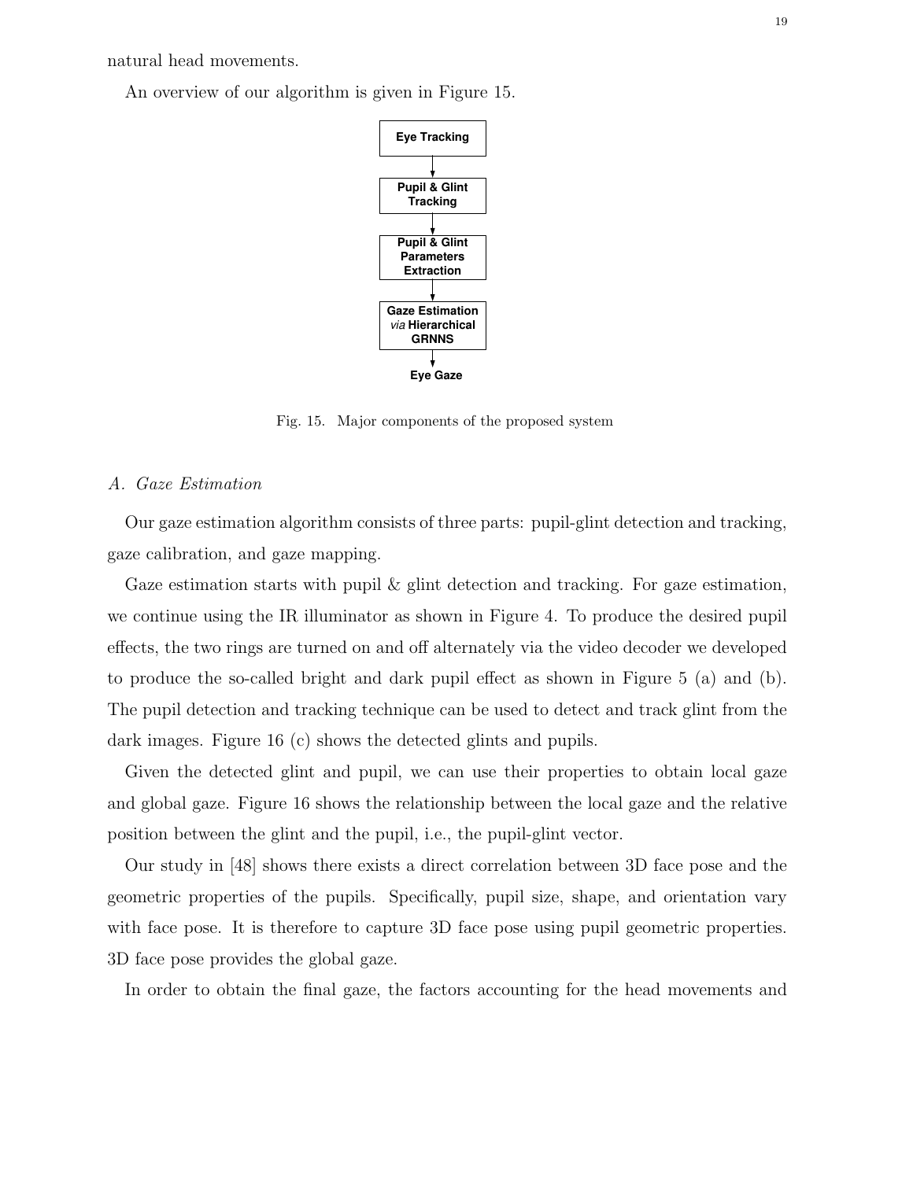natural head movements.

An overview of our algorithm is given in Figure 15.

Fig. 15. Major components of the proposed system

### *A. Gaze Estimation*

Our gaze estimation algorithm consists of three parts: pupil-glint detection and tracking, gaze calibration, and gaze mapping.

Gaze estimation starts with pupil & glint detection and tracking. For gaze estimation, we continue using the IR illuminator as shown in Figure 4. To produce the desired pupil effects, the two rings are turned on and off alternately via the video decoder we developed to produce the so-called bright and dark pupil effect as shown in Figure 5 (a) and (b). The pupil detection and tracking technique can be used to detect and track glint from the dark images. Figure 16 (c) shows the detected glints and pupils.

Given the detected glint and pupil, we can use their properties to obtain local gaze and global gaze. Figure 16 shows the relationship between the local gaze and the relative position between the glint and the pupil, i.e., the pupil-glint vector.

Our study in [48] shows there exists a direct correlation between 3D face pose and the geometric properties of the pupils. Specifically, pupil size, shape, and orientation vary with face pose. It is therefore to capture 3D face pose using pupil geometric properties. 3D face pose provides the global gaze.

In order to obtain the final gaze, the factors accounting for the head movements and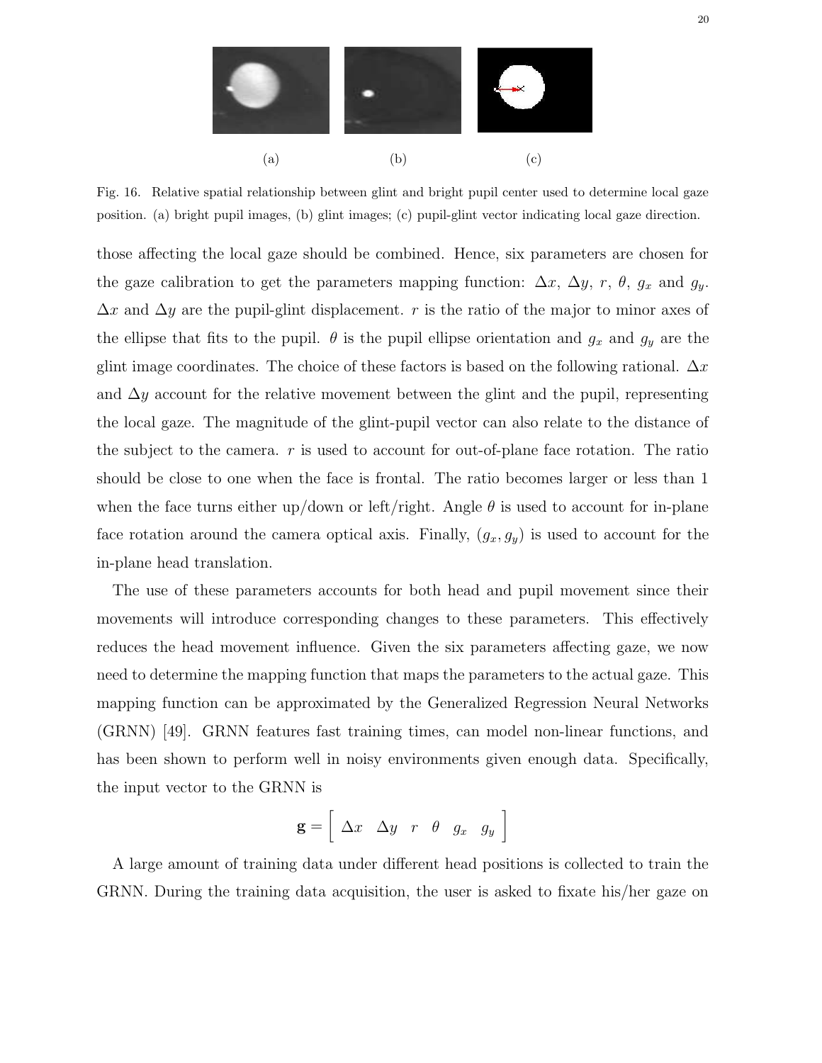(a) (b) (c)

Fig. 16. Relative spatial relationship between glint and bright pupil center used to determine local gaze position. (a) bright pupil images, (b) glint images; (c) pupil-glint vector indicating local gaze direction.

those affecting the local gaze should be combined. Hence, six parameters are chosen for the gaze calibration to get the parameters mapping function: $\Delta x$, $\Delta y$, $r$, $\theta$, $g_x$ and $g_y$. $\Delta x$ and $\Delta y$ are the pupil-glint displacement. $r$ is the ratio of the major to minor axes of the ellipse that fits to the pupil. $\theta$ is the pupil ellipse orientation and $g_x$ and $g_y$ are the glint image coordinates. The choice of these factors is based on the following rational. $\Delta x$ and $\Delta y$ account for the relative movement between the glint and the pupil, representing the local gaze. The magnitude of the glint-pupil vector can also relate to the distance of the subject to the camera. $r$ is used to account for out-of-plane face rotation. The ratio should be close to one when the face is frontal. The ratio becomes larger or less than 1 when the face turns either up/down or left/right. Angle $\theta$ is used to account for in-plane face rotation around the camera optical axis. Finally, $(g_x, g_y)$ is used to account for the in-plane head translation.

The use of these parameters accounts for both head and pupil movement since their movements will introduce corresponding changes to these parameters. This effectively reduces the head movement influence. Given the six parameters affecting gaze, we now need to determine the mapping function that maps the parameters to the actual gaze. This mapping function can be approximated by the Generalized Regression Neural Networks (GRNN) [49]. GRNN features fast training times, can model non-linear functions, and has been shown to perform well in noisy environments given enough data. Specifically, the input vector to the GRNN is

$$\mathbf{g} = \left[ \begin{array}{cccccc} \Delta x & \Delta y & r & \theta & g_x & g_y \end{array} \right]$$

A large amount of training data under different head positions is collected to train the GRNN. During the training data acquisition, the user is asked to fixate his/her gaze on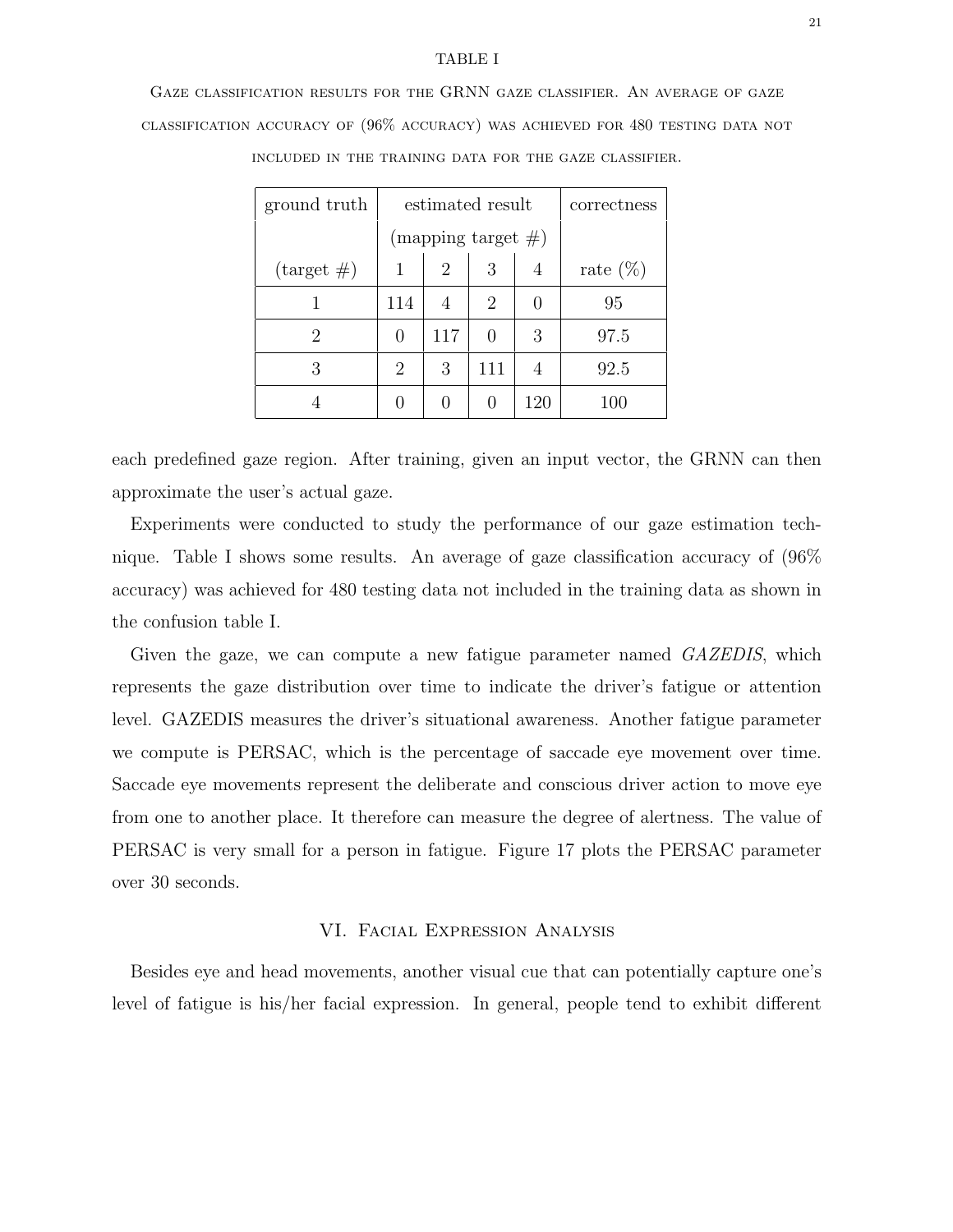TABLE I

Gaze classification results for the GRNN gaze classifier. An average of gaze classification accuracy of (96% accuracy) was achieved for 480 testing data not included in the training data for the gaze classifier.

| ground truth | estimated result (mapping target #) | | | | correctness |
|---|---|---|---|---|---|
| (target #) | 1 | 2 | 3 | 4 | rate (%) |
| 1 | 114 | 4 | 2 | 0 | 95 |
| 2 | 0 | 117 | 0 | 3 | 97.5 |
| 3 | 2 | 3 | 111 | 4 | 92.5 |
| 4 | 0 | 0 | 0 | 120 | 100 |

each predefined gaze region. After training, given an input vector, the GRNN can then approximate the user's actual gaze.

Experiments were conducted to study the performance of our gaze estimation technique. Table I shows some results. An average of gaze classification accuracy of (96% accuracy) was achieved for 480 testing data not included in the training data as shown in the confusion table I.

Given the gaze, we can compute a new fatigue parameter named *GAZEDIS*, which represents the gaze distribution over time to indicate the driver's fatigue or attention level. GAZEDIS measures the driver's situational awareness. Another fatigue parameter we compute is PERSAC, which is the percentage of saccade eye movement over time. Saccade eye movements represent the deliberate and conscious driver action to move eye from one to another place. It therefore can measure the degree of alertness. The value of PERSAC is very small for a person in fatigue. Figure 17 plots the PERSAC parameter over 30 seconds.

## VI. Facial Expression Analysis

Besides eye and head movements, another visual cue that can potentially capture one's level of fatigue is his/her facial expression. In general, people tend to exhibit different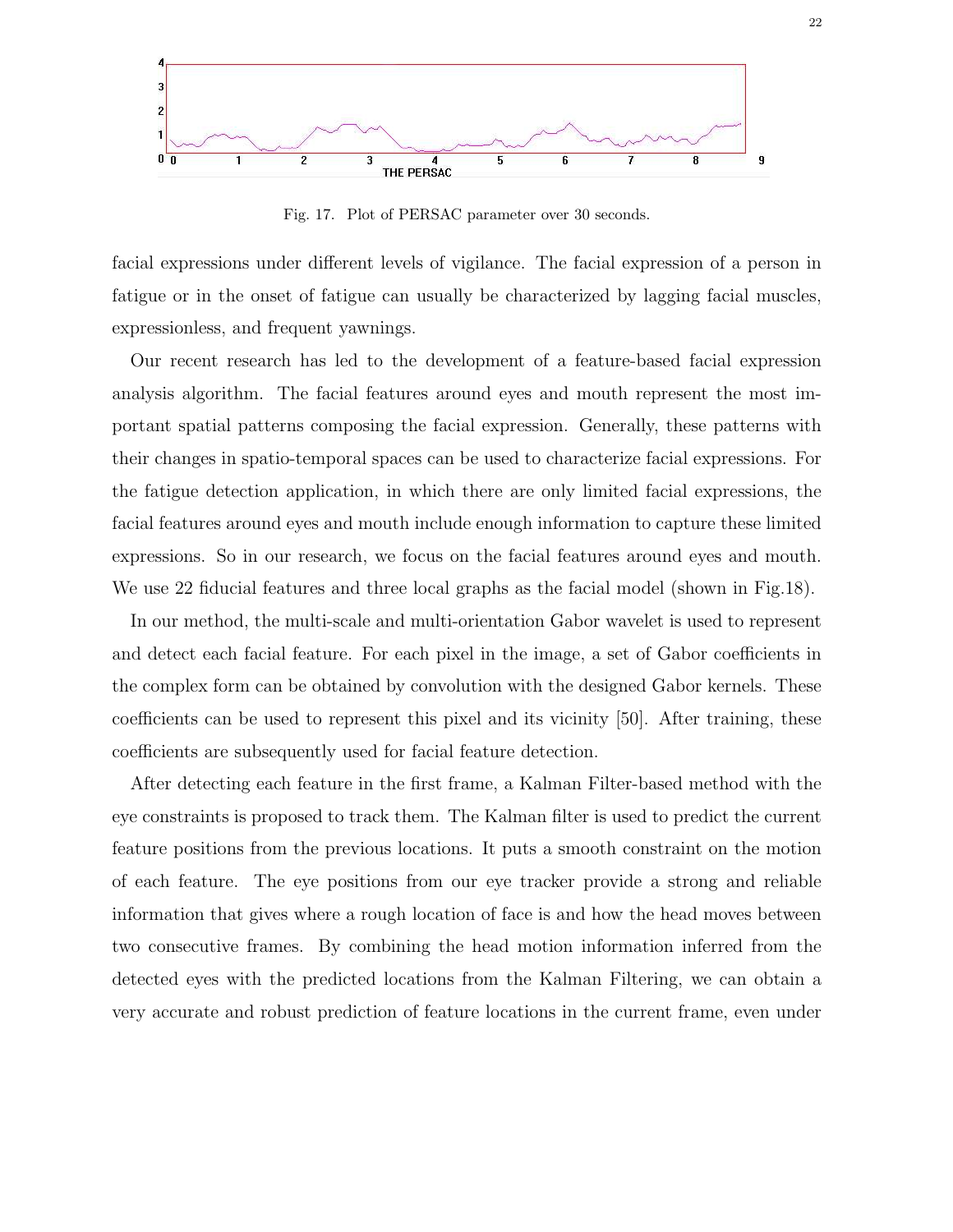Fig. 17. Plot of PERSAC parameter over 30 seconds.

facial expressions under different levels of vigilance. The facial expression of a person in fatigue or in the onset of fatigue can usually be characterized by lagging facial muscles, expressionless, and frequent yawnings.

Our recent research has led to the development of a feature-based facial expression analysis algorithm. The facial features around eyes and mouth represent the most important spatial patterns composing the facial expression. Generally, these patterns with their changes in spatio-temporal spaces can be used to characterize facial expressions. For the fatigue detection application, in which there are only limited facial expressions, the facial features around eyes and mouth include enough information to capture these limited expressions. So in our research, we focus on the facial features around eyes and mouth. We use 22 fiducial features and three local graphs as the facial model (shown in Fig.18).

In our method, the multi-scale and multi-orientation Gabor wavelet is used to represent and detect each facial feature. For each pixel in the image, a set of Gabor coefficients in the complex form can be obtained by convolution with the designed Gabor kernels. These coefficients can be used to represent this pixel and its vicinity [50]. After training, these coefficients are subsequently used for facial feature detection.

After detecting each feature in the first frame, a Kalman Filter-based method with the eye constraints is proposed to track them. The Kalman filter is used to predict the current feature positions from the previous locations. It puts a smooth constraint on the motion of each feature. The eye positions from our eye tracker provide a strong and reliable information that gives where a rough location of face is and how the head moves between two consecutive frames. By combining the head motion information inferred from the detected eyes with the predicted locations from the Kalman Filtering, we can obtain a very accurate and robust prediction of feature locations in the current frame, even under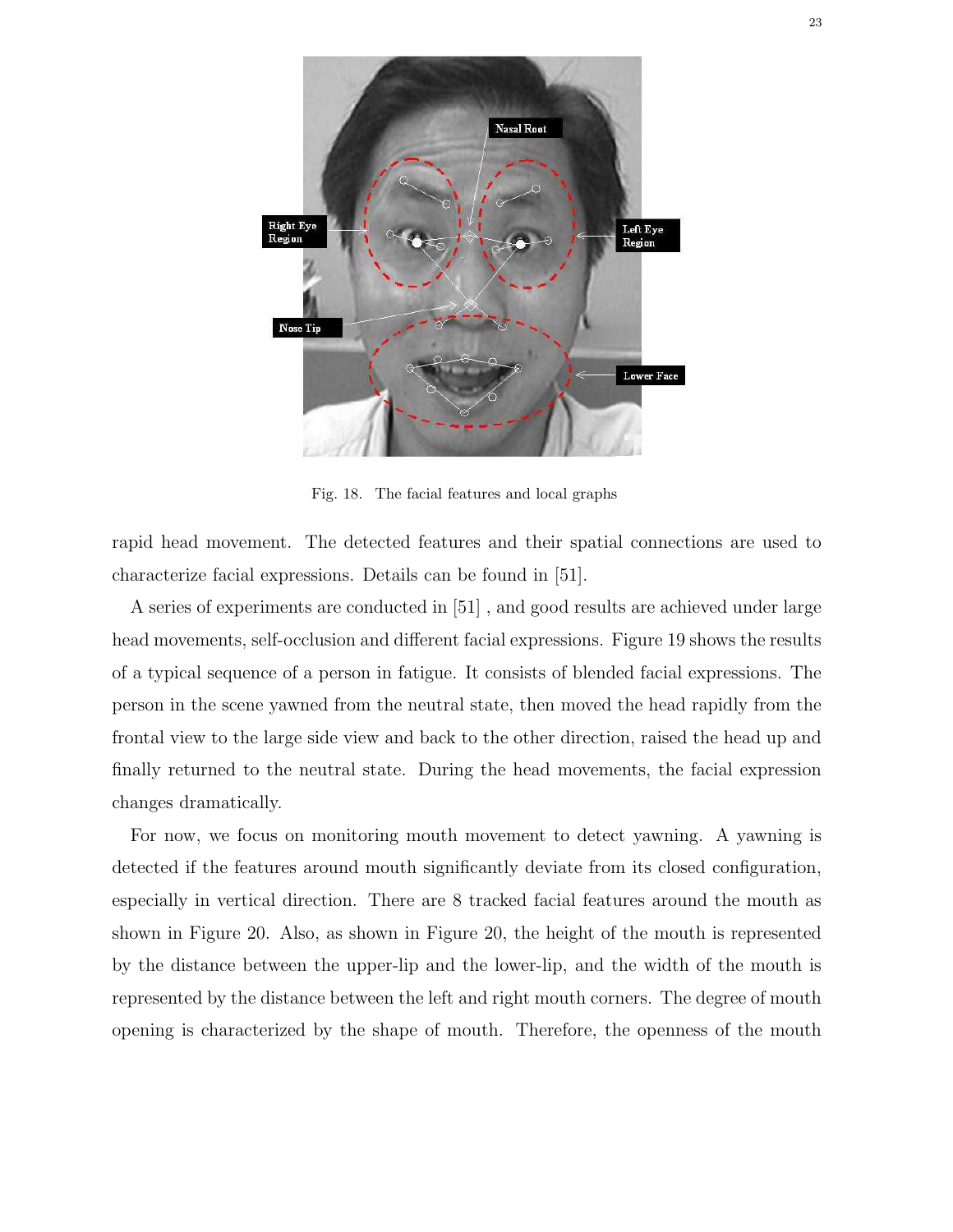Fig. 18. The facial features and local graphs

rapid head movement. The detected features and their spatial connections are used to characterize facial expressions. Details can be found in [51].

A series of experiments are conducted in [51] , and good results are achieved under large head movements, self-occlusion and different facial expressions. Figure 19 shows the results of a typical sequence of a person in fatigue. It consists of blended facial expressions. The person in the scene yawned from the neutral state, then moved the head rapidly from the frontal view to the large side view and back to the other direction, raised the head up and finally returned to the neutral state. During the head movements, the facial expression changes dramatically.

For now, we focus on monitoring mouth movement to detect yawning. A yawning is detected if the features around mouth significantly deviate from its closed configuration, especially in vertical direction. There are 8 tracked facial features around the mouth as shown in Figure 20. Also, as shown in Figure 20, the height of the mouth is represented by the distance between the upper-lip and the lower-lip, and the width of the mouth is represented by the distance between the left and right mouth corners. The degree of mouth opening is characterized by the shape of mouth. Therefore, the openness of the mouth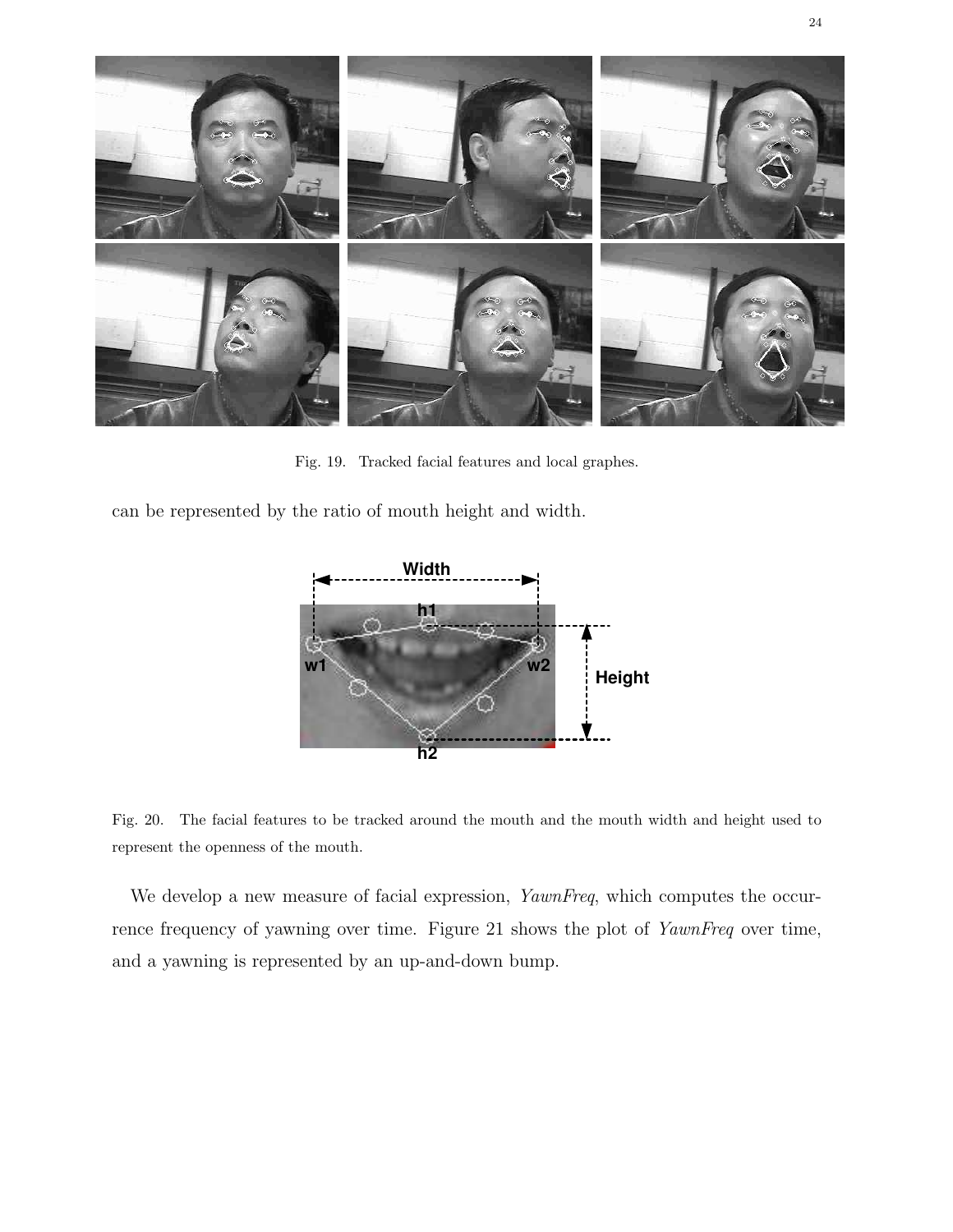Fig. 19. Tracked facial features and local graphes.

can be represented by the ratio of mouth height and width.

Fig. 20. The facial features to be tracked around the mouth and the mouth width and height used to represent the openness of the mouth.

We develop a new measure of facial expression, *YawnFreq*, which computes the occurrence frequency of yawning over time. Figure 21 shows the plot of *YawnFreq* over time, and a yawning is represented by an up-and-down bump.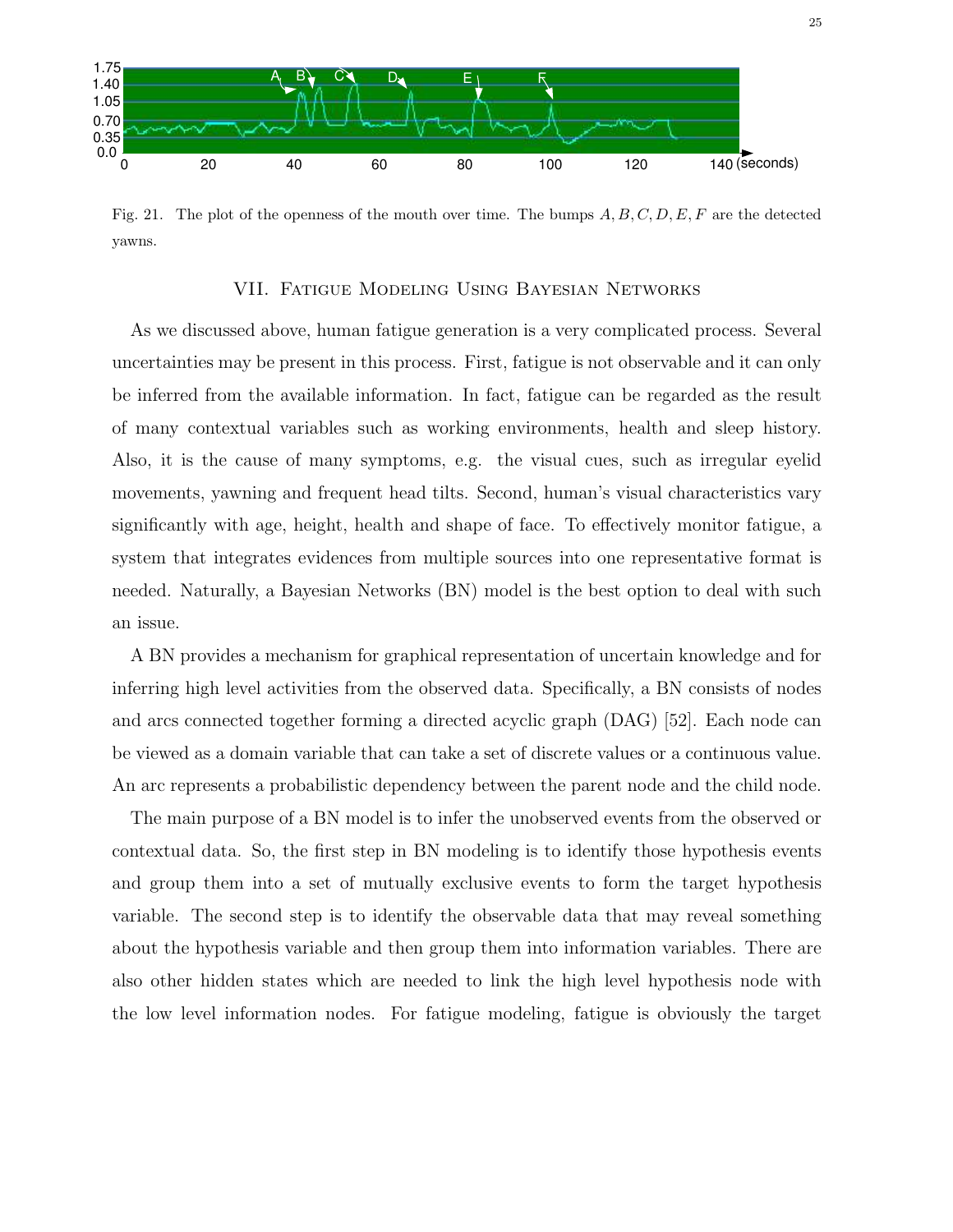Fig. 21. The plot of the openness of the mouth over time. The bumps $A, B, C, D, E, F$ are the detected yawns.

## VII. Fatigue Modeling Using Bayesian Networks

As we discussed above, human fatigue generation is a very complicated process. Several uncertainties may be present in this process. First, fatigue is not observable and it can only be inferred from the available information. In fact, fatigue can be regarded as the result of many contextual variables such as working environments, health and sleep history. Also, it is the cause of many symptoms, e.g. the visual cues, such as irregular eyelid movements, yawning and frequent head tilts. Second, human's visual characteristics vary significantly with age, height, health and shape of face. To effectively monitor fatigue, a system that integrates evidences from multiple sources into one representative format is needed. Naturally, a Bayesian Networks (BN) model is the best option to deal with such an issue.

A BN provides a mechanism for graphical representation of uncertain knowledge and for inferring high level activities from the observed data. Specifically, a BN consists of nodes and arcs connected together forming a directed acyclic graph (DAG) [52]. Each node can be viewed as a domain variable that can take a set of discrete values or a continuous value. An arc represents a probabilistic dependency between the parent node and the child node.

The main purpose of a BN model is to infer the unobserved events from the observed or contextual data. So, the first step in BN modeling is to identify those hypothesis events and group them into a set of mutually exclusive events to form the target hypothesis variable. The second step is to identify the observable data that may reveal something about the hypothesis variable and then group them into information variables. There are also other hidden states which are needed to link the high level hypothesis node with the low level information nodes. For fatigue modeling, fatigue is obviously the target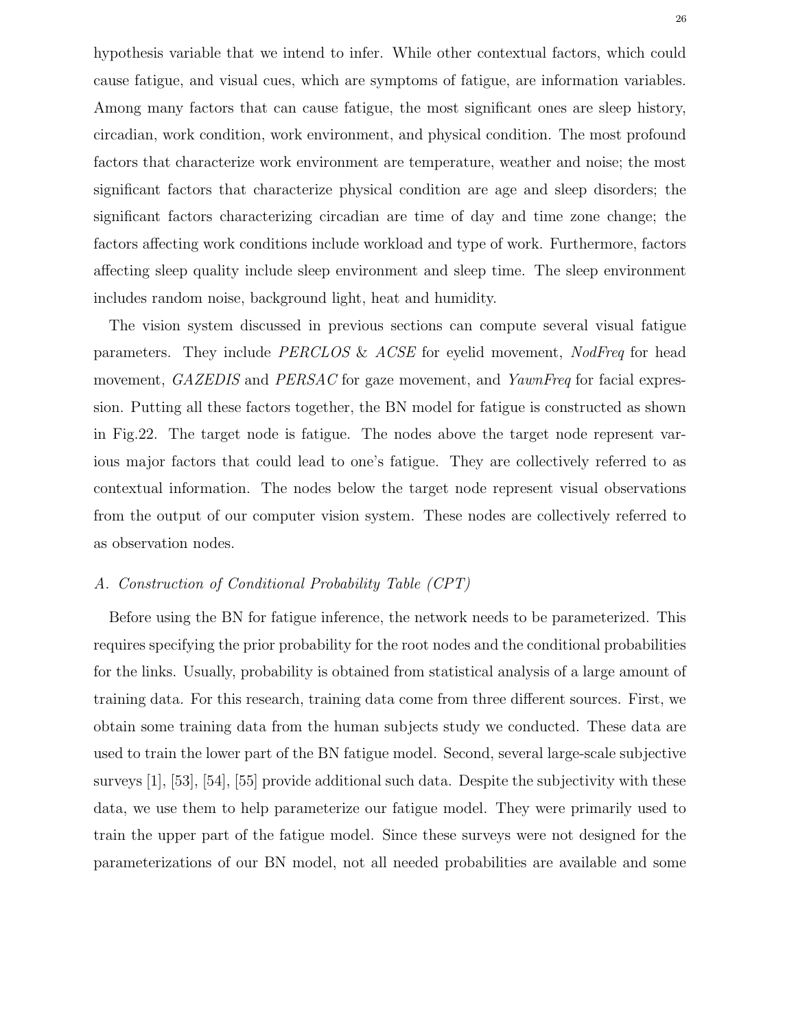hypothesis variable that we intend to infer. While other contextual factors, which could cause fatigue, and visual cues, which are symptoms of fatigue, are information variables. Among many factors that can cause fatigue, the most significant ones are sleep history, circadian, work condition, work environment, and physical condition. The most profound factors that characterize work environment are temperature, weather and noise; the most significant factors that characterize physical condition are age and sleep disorders; the significant factors characterizing circadian are time of day and time zone change; the factors affecting work conditions include workload and type of work. Furthermore, factors affecting sleep quality include sleep environment and sleep time. The sleep environment includes random noise, background light, heat and humidity.

The vision system discussed in previous sections can compute several visual fatigue parameters. They include *PERCLOS* & *ACSE* for eyelid movement, *NodFreq* for head movement, *GAZEDIS* and *PERSAC* for gaze movement, and *YawnFreq* for facial expression. Putting all these factors together, the BN model for fatigue is constructed as shown in Fig.22. The target node is fatigue. The nodes above the target node represent various major factors that could lead to one's fatigue. They are collectively referred to as contextual information. The nodes below the target node represent visual observations from the output of our computer vision system. These nodes are collectively referred to as observation nodes.

### *A. Construction of Conditional Probability Table (CPT)*

Before using the BN for fatigue inference, the network needs to be parameterized. This requires specifying the prior probability for the root nodes and the conditional probabilities for the links. Usually, probability is obtained from statistical analysis of a large amount of training data. For this research, training data come from three different sources. First, we obtain some training data from the human subjects study we conducted. These data are used to train the lower part of the BN fatigue model. Second, several large-scale subjective surveys [1], [53], [54], [55] provide additional such data. Despite the subjectivity with these data, we use them to help parameterize our fatigue model. They were primarily used to train the upper part of the fatigue model. Since these surveys were not designed for the parameterizations of our BN model, not all needed probabilities are available and some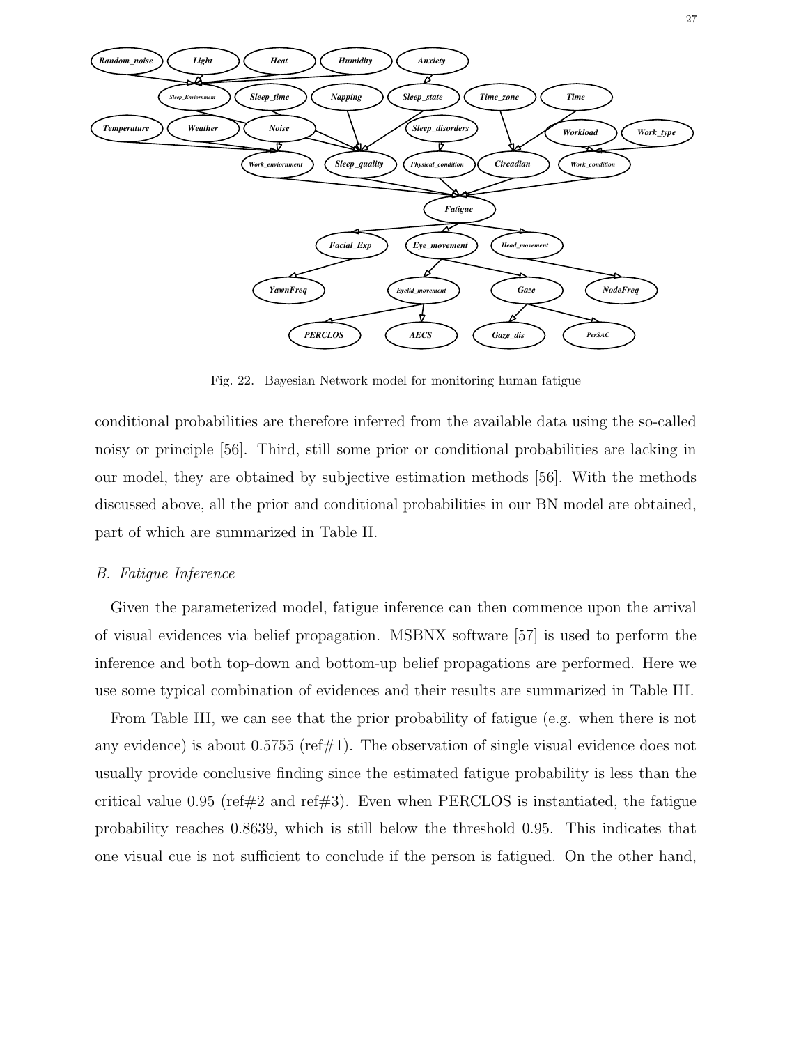Fig. 22. Bayesian Network model for monitoring human fatigue

conditional probabilities are therefore inferred from the available data using the so-called noisy or principle [56]. Third, still some prior or conditional probabilities are lacking in our model, they are obtained by subjective estimation methods [56]. With the methods discussed above, all the prior and conditional probabilities in our BN model are obtained, part of which are summarized in Table II.

### *B. Fatigue Inference*

Given the parameterized model, fatigue inference can then commence upon the arrival of visual evidences via belief propagation. MSBNX software [57] is used to perform the inference and both top-down and bottom-up belief propagations are performed. Here we use some typical combination of evidences and their results are summarized in Table III.

From Table III, we can see that the prior probability of fatigue (e.g. when there is not any evidence) is about 0.5755 (ref#1). The observation of single visual evidence does not usually provide conclusive finding since the estimated fatigue probability is less than the critical value 0.95 (ref#2 and ref#3). Even when PERCLOS is instantiated, the fatigue probability reaches 0.8639, which is still below the threshold 0.95. This indicates that one visual cue is not sufficient to conclude if the person is fatigued. On the other hand,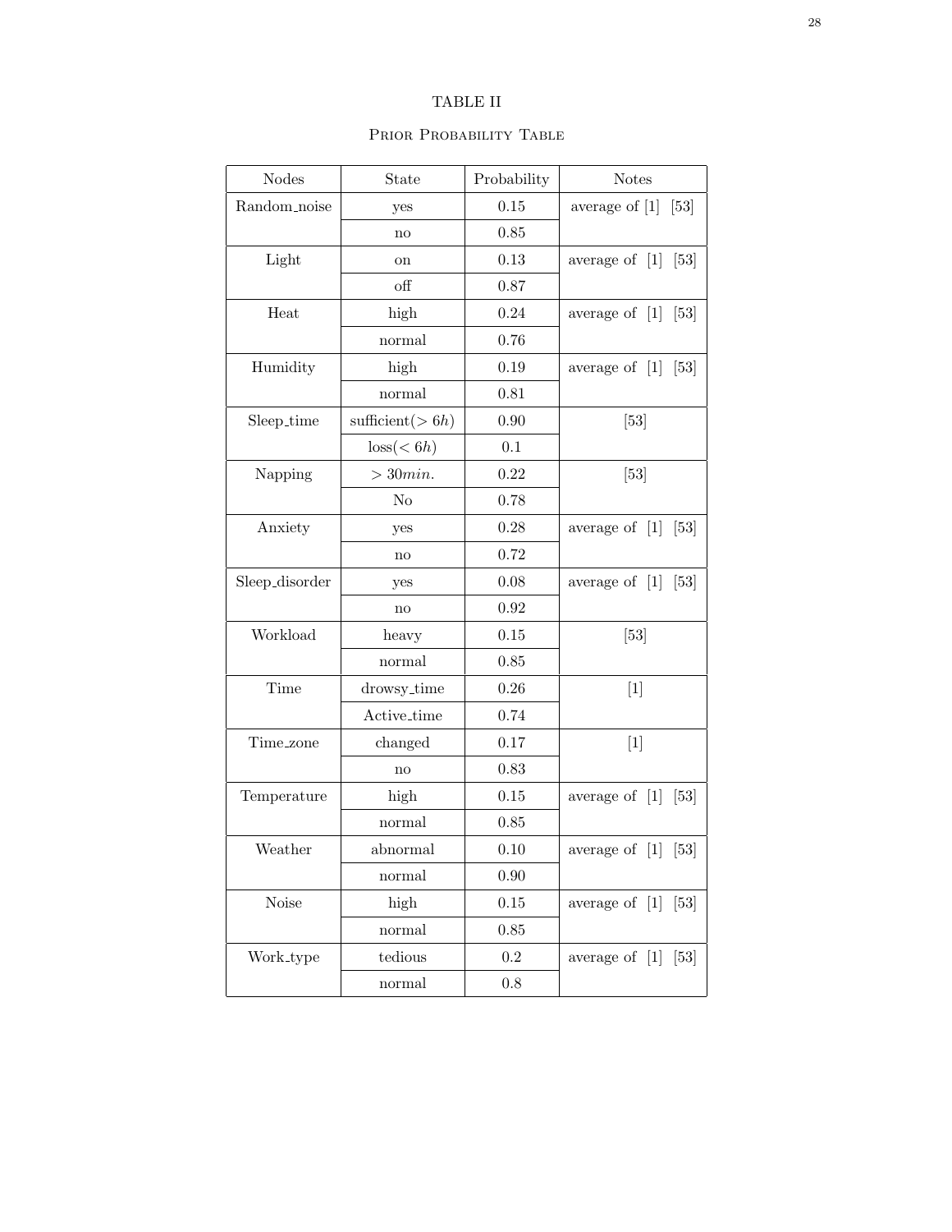TABLE II

PRIOR PROBABILITY TABLE

| Nodes | State | Probability | Notes |
|---|---|---|---|
| Random_noise | yes | 0.15 | average of [1] [53] |
| | no | 0.85 | |
| Light | on | 0.13 | average of [1] [53] |
| | off | 0.87 | |
| Heat | high | 0.24 | average of [1] [53] |
| | normal | 0.76 | |
| Humidity | high | 0.19 | average of [1] [53] |
| | normal | 0.81 | |
| Sleep_time | sufficient($> 6h$) | 0.90 | [53] |
| | loss($< 6h$) | 0.1 | |
| Napping | $> 30min.$ | 0.22 | [53] |
| | No | 0.78 | |
| Anxiety | yes | 0.28 | average of [1] [53] |
| | no | 0.72 | |
| Sleep_disorder | yes | 0.08 | average of [1] [53] |
| | no | 0.92 | |
| Workload | heavy | 0.15 | [53] |
| | normal | 0.85 | |
| Time | drowsy_time | 0.26 | [1] |
| | Active_time | 0.74 | |
| Time_zone | changed | 0.17 | [1] |
| | no | 0.83 | |
| Temperature | high | 0.15 | average of [1] [53] |
| | normal | 0.85 | |
| Weather | abnormal | 0.10 | average of [1] [53] |
| | normal | 0.90 | |
| Noise | high | 0.15 | average of [1] [53] |
| | normal | 0.85 | |
| Work_type | tedious | 0.2 | average of [1] [53] |
| | normal | 0.8 | |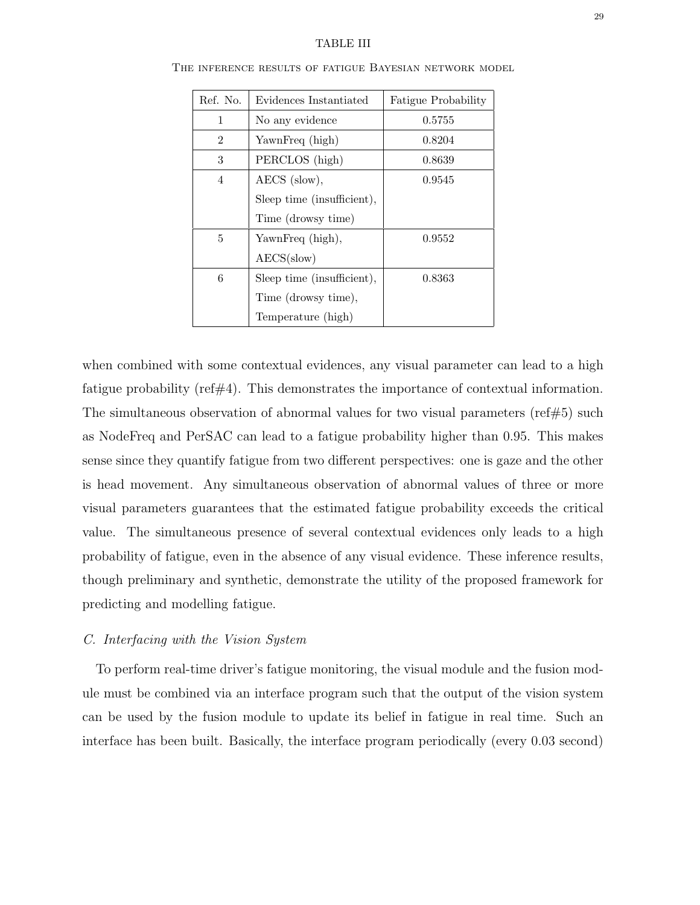TABLE III

The inference results of fatigue Bayesian network model

| Ref. No. | Evidences Instantiated | Fatigue Probability |
|---|---|---|
| 1 | No any evidence | 0.5755 |
| 2 | YawnFreq (high) | 0.8204 |
| 3 | PERCLOS (high) | 0.8639 |
| 4 | AECS (slow),<br>Sleep time (insufficient),<br>Time (drowsy time) | 0.9545 |
| 5 | YawnFreq (high),<br>AECS(slow) | 0.9552 |
| 6 | Sleep time (insufficient),<br>Time (drowsy time),<br>Temperature (high) | 0.8363 |

when combined with some contextual evidences, any visual parameter can lead to a high fatigue probability (ref#4). This demonstrates the importance of contextual information. The simultaneous observation of abnormal values for two visual parameters (ref#5) such as NodeFreq and PerSAC can lead to a fatigue probability higher than 0.95. This makes sense since they quantify fatigue from two different perspectives: one is gaze and the other is head movement. Any simultaneous observation of abnormal values of three or more visual parameters guarantees that the estimated fatigue probability exceeds the critical value. The simultaneous presence of several contextual evidences only leads to a high probability of fatigue, even in the absence of any visual evidence. These inference results, though preliminary and synthetic, demonstrate the utility of the proposed framework for predicting and modelling fatigue.

### *C. Interfacing with the Vision System*

To perform real-time driver's fatigue monitoring, the visual module and the fusion module must be combined via an interface program such that the output of the vision system can be used by the fusion module to update its belief in fatigue in real time. Such an interface has been built. Basically, the interface program periodically (every 0.03 second)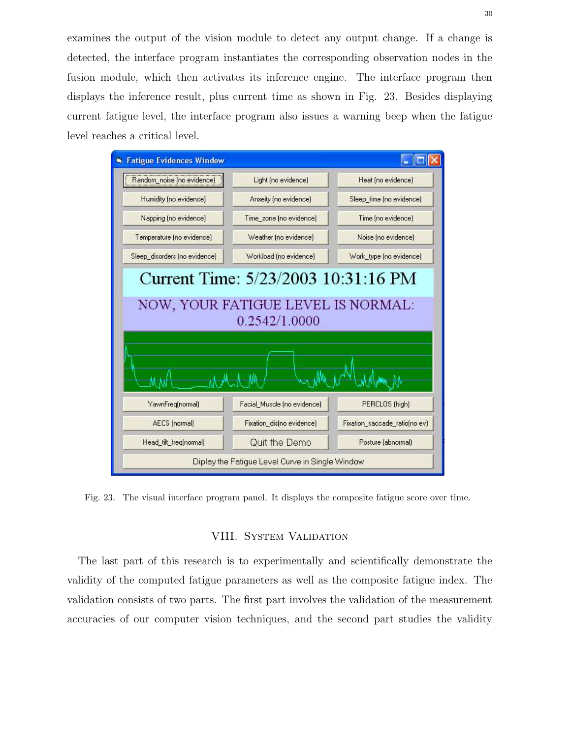examines the output of the vision module to detect any output change. If a change is detected, the interface program instantiates the corresponding observation nodes in the fusion module, which then activates its inference engine. The interface program then displays the inference result, plus current time as shown in Fig. 23. Besides displaying current fatigue level, the interface program also issues a warning beep when the fatigue level reaches a critical level.

Fig. 23. The visual interface program panel. It displays the composite fatigue score over time.

## VIII. System Validation

The last part of this research is to experimentally and scientifically demonstrate the validity of the computed fatigue parameters as well as the composite fatigue index. The validation consists of two parts. The first part involves the validation of the measurement accuracies of our computer vision techniques, and the second part studies the validity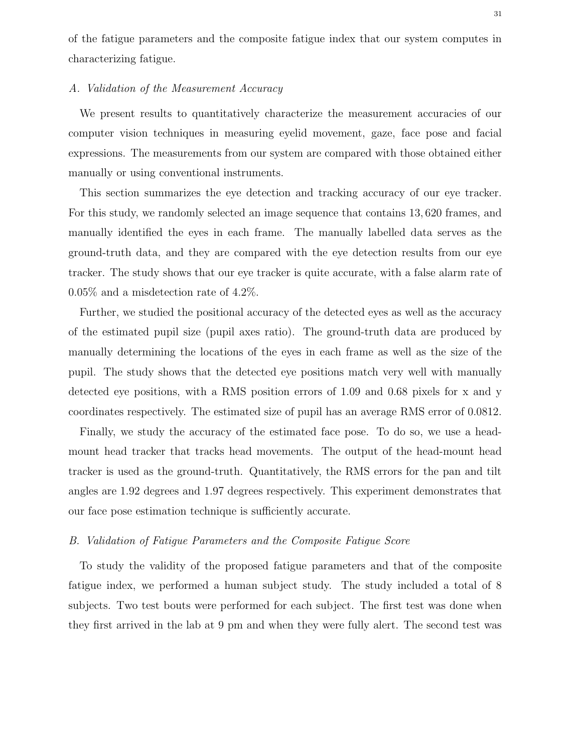of the fatigue parameters and the composite fatigue index that our system computes in characterizing fatigue.

### *A. Validation of the Measurement Accuracy*

We present results to quantitatively characterize the measurement accuracies of our computer vision techniques in measuring eyelid movement, gaze, face pose and facial expressions. The measurements from our system are compared with those obtained either manually or using conventional instruments.

This section summarizes the eye detection and tracking accuracy of our eye tracker. For this study, we randomly selected an image sequence that contains 13,620 frames, and manually identified the eyes in each frame. The manually labelled data serves as the ground-truth data, and they are compared with the eye detection results from our eye tracker. The study shows that our eye tracker is quite accurate, with a false alarm rate of 0.05% and a misdetection rate of 4.2%.

Further, we studied the positional accuracy of the detected eyes as well as the accuracy of the estimated pupil size (pupil axes ratio). The ground-truth data are produced by manually determining the locations of the eyes in each frame as well as the size of the pupil. The study shows that the detected eye positions match very well with manually detected eye positions, with a RMS position errors of 1.09 and 0.68 pixels for x and y coordinates respectively. The estimated size of pupil has an average RMS error of 0.0812.

Finally, we study the accuracy of the estimated face pose. To do so, we use a head-mount head tracker that tracks head movements. The output of the head-mount head tracker is used as the ground-truth. Quantitatively, the RMS errors for the pan and tilt angles are 1.92 degrees and 1.97 degrees respectively. This experiment demonstrates that our face pose estimation technique is sufficiently accurate.

### *B. Validation of Fatigue Parameters and the Composite Fatigue Score*

To study the validity of the proposed fatigue parameters and that of the composite fatigue index, we performed a human subject study. The study included a total of 8 subjects. Two test bouts were performed for each subject. The first test was done when they first arrived in the lab at 9 pm and when they were fully alert. The second test was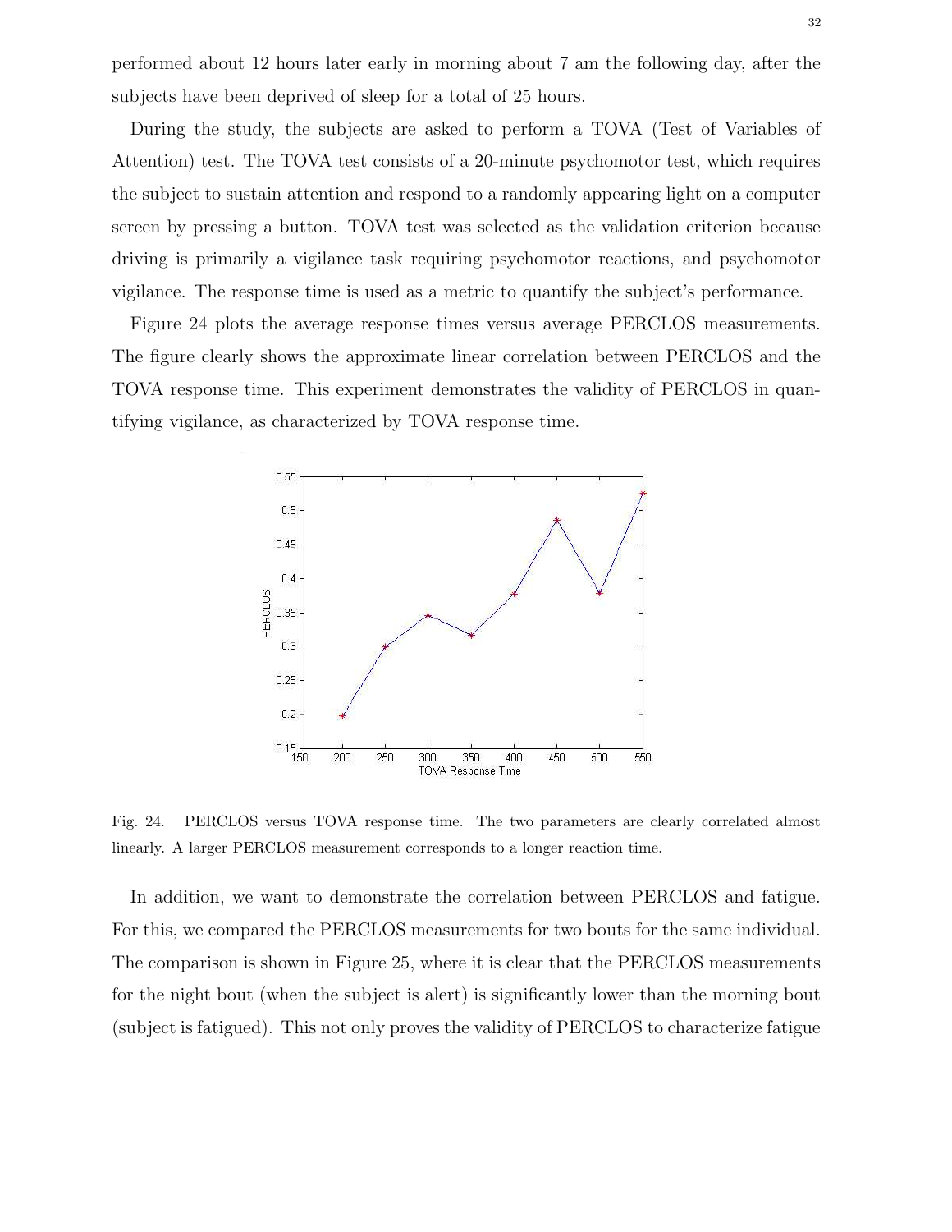performed about 12 hours later early in morning about 7 am the following day, after the subjects have been deprived of sleep for a total of 25 hours.

During the study, the subjects are asked to perform a TOVA (Test of Variables of Attention) test. The TOVA test consists of a 20-minute psychomotor test, which requires the subject to sustain attention and respond to a randomly appearing light on a computer screen by pressing a button. TOVA test was selected as the validation criterion because driving is primarily a vigilance task requiring psychomotor reactions, and psychomotor vigilance. The response time is used as a metric to quantify the subject's performance.

Figure 24 plots the average response times versus average PERCLOS measurements. The figure clearly shows the approximate linear correlation between PERCLOS and the TOVA response time. This experiment demonstrates the validity of PERCLOS in quantifying vigilance, as characterized by TOVA response time.

Fig. 24. PERCLOS versus TOVA response time. The two parameters are clearly correlated almost linearly. A larger PERCLOS measurement corresponds to a longer reaction time.

In addition, we want to demonstrate the correlation between PERCLOS and fatigue. For this, we compared the PERCLOS measurements for two bouts for the same individual. The comparison is shown in Figure 25, where it is clear that the PERCLOS measurements for the night bout (when the subject is alert) is significantly lower than the morning bout (subject is fatigued). This not only proves the validity of PERCLOS to characterize fatigue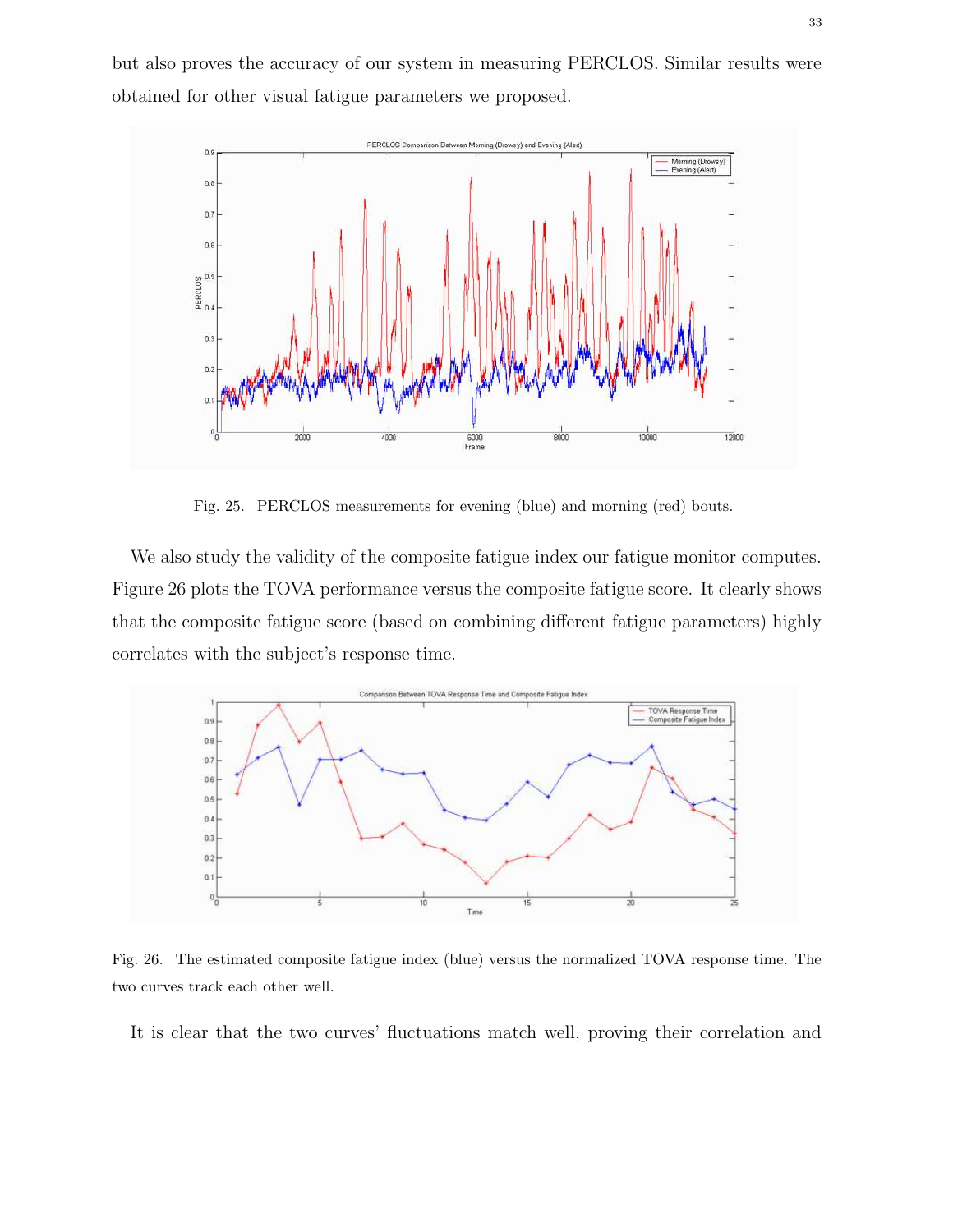but also proves the accuracy of our system in measuring PERCLOS. Similar results were obtained for other visual fatigue parameters we proposed.

Fig. 25. PERCLOS measurements for evening (blue) and morning (red) bouts.

We also study the validity of the composite fatigue index our fatigue monitor computes. Figure 26 plots the TOVA performance versus the composite fatigue score. It clearly shows that the composite fatigue score (based on combining different fatigue parameters) highly correlates with the subject's response time.

Fig. 26. The estimated composite fatigue index (blue) versus the normalized TOVA response time. The two curves track each other well.

It is clear that the two curves' fluctuations match well, proving their correlation and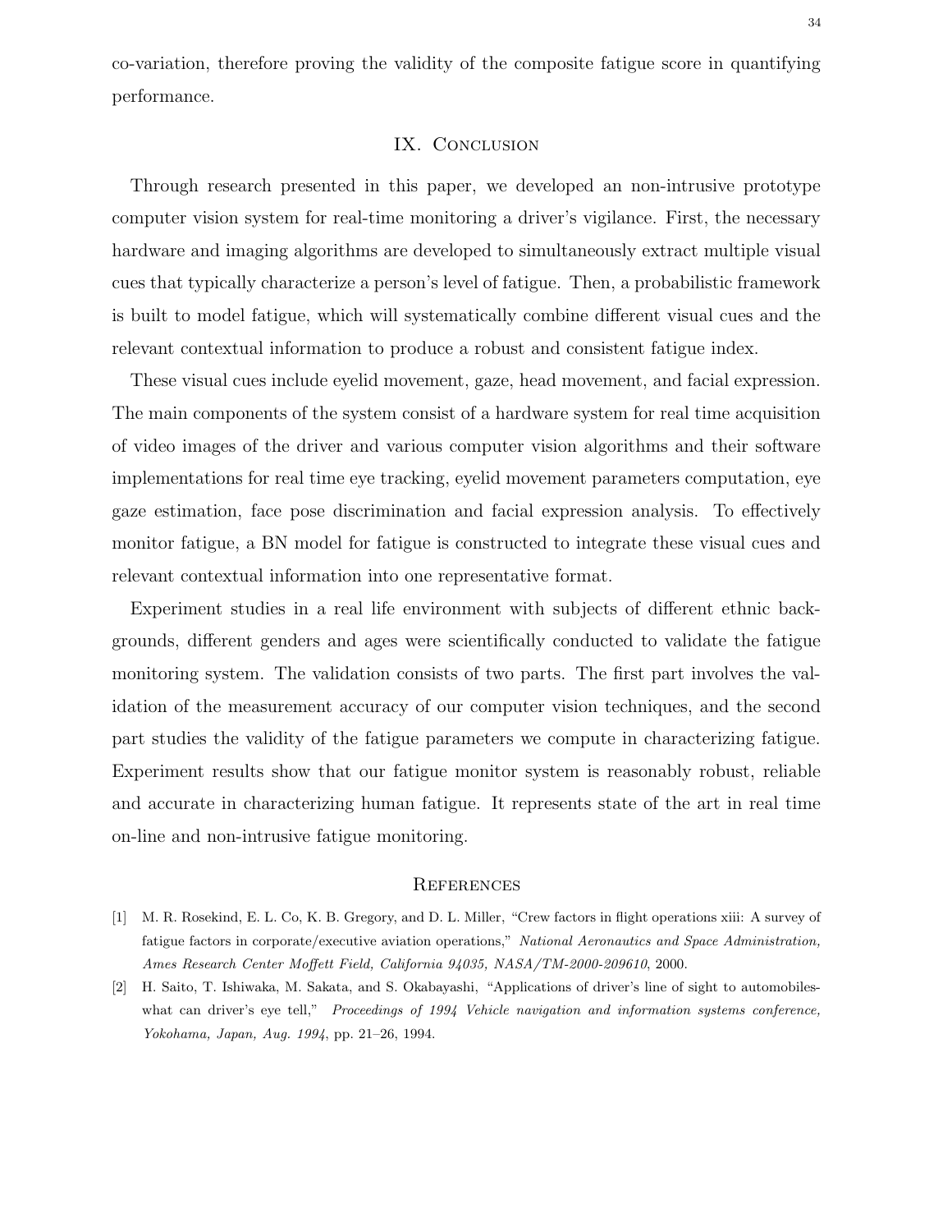co-variation, therefore proving the validity of the composite fatigue score in quantifying performance.

## IX. Conclusion

Through research presented in this paper, we developed an non-intrusive prototype computer vision system for real-time monitoring a driver's vigilance. First, the necessary hardware and imaging algorithms are developed to simultaneously extract multiple visual cues that typically characterize a person's level of fatigue. Then, a probabilistic framework is built to model fatigue, which will systematically combine different visual cues and the relevant contextual information to produce a robust and consistent fatigue index.

These visual cues include eyelid movement, gaze, head movement, and facial expression. The main components of the system consist of a hardware system for real time acquisition of video images of the driver and various computer vision algorithms and their software implementations for real time eye tracking, eyelid movement parameters computation, eye gaze estimation, face pose discrimination and facial expression analysis. To effectively monitor fatigue, a BN model for fatigue is constructed to integrate these visual cues and relevant contextual information into one representative format.

Experiment studies in a real life environment with subjects of different ethnic backgrounds, different genders and ages were scientifically conducted to validate the fatigue monitoring system. The validation consists of two parts. The first part involves the validation of the measurement accuracy of our computer vision techniques, and the second part studies the validity of the fatigue parameters we compute in characterizing fatigue. Experiment results show that our fatigue monitor system is reasonably robust, reliable and accurate in characterizing human fatigue. It represents state of the art in real time on-line and non-intrusive fatigue monitoring.

## References

[1] M. R. Rosekind, E. L. Co, K. B. Gregory, and D. L. Miller, "Crew factors in flight operations xiii: A survey of fatigue factors in corporate/executive aviation operations," *National Aeronautics and Space Administration, Ames Research Center Moffett Field, California 94035, NASA/TM-2000-209610*, 2000.

[2] H. Saito, T. Ishiwaka, M. Sakata, and S. Okabayashi, "Applications of driver's line of sight to automobiles-what can driver's eye tell," *Proceedings of 1994 Vehicle navigation and information systems conference, Yokohama, Japan, Aug. 1994*, pp. 21–26, 1994.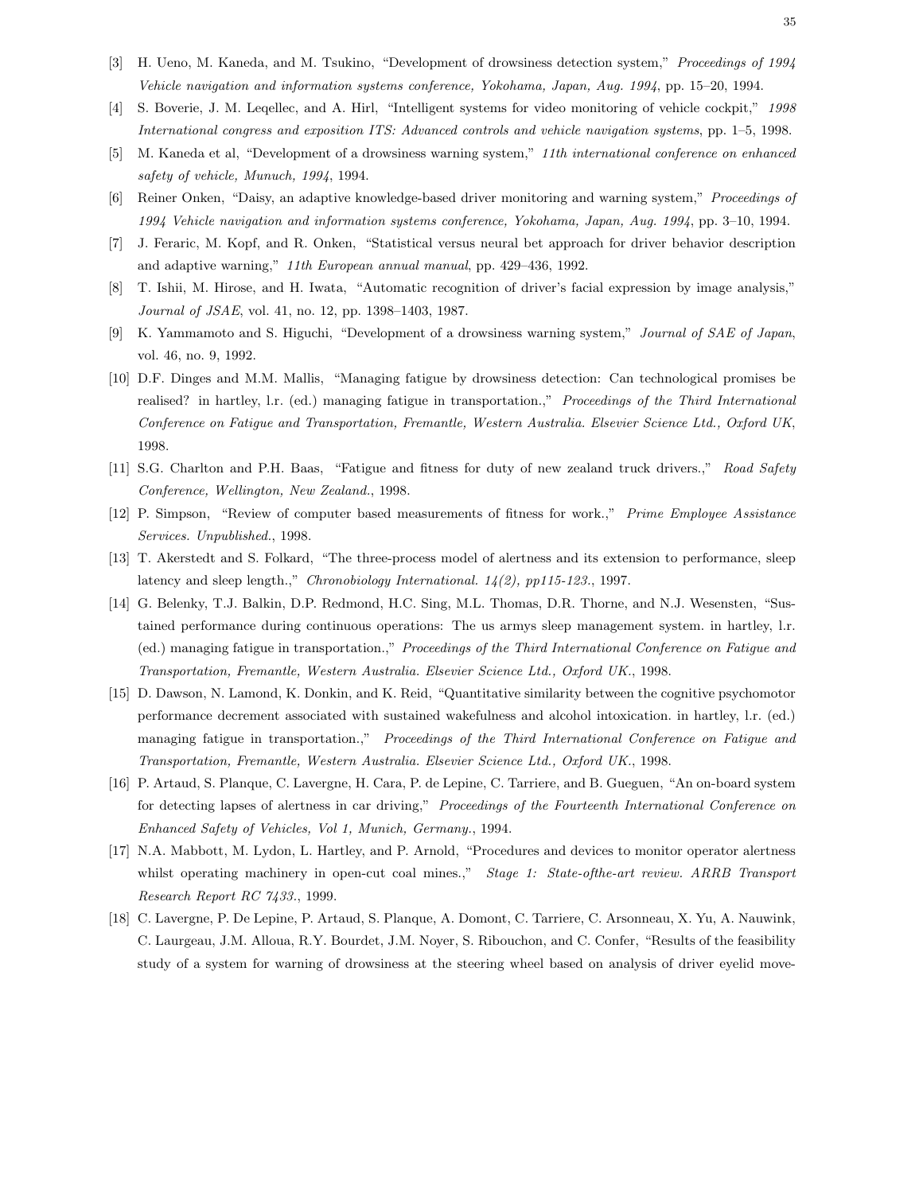[3] H. Ueno, M. Kaneda, and M. Tsukino, "Development of drowsiness detection system," *Proceedings of 1994 Vehicle navigation and information systems conference, Yokohama, Japan, Aug. 1994*, pp. 15–20, 1994.

[4] S. Boverie, J. M. Leqellec, and A. Hirl, "Intelligent systems for video monitoring of vehicle cockpit," *1998 International congress and exposition ITS: Advanced controls and vehicle navigation systems*, pp. 1–5, 1998.

[5] M. Kaneda et al, "Development of a drowsiness warning system," *11th international conference on enhanced safety of vehicle, Munuch, 1994*, 1994.

[6] Reiner Onken, "Daisy, an adaptive knowledge-based driver monitoring and warning system," *Proceedings of 1994 Vehicle navigation and information systems conference, Yokohama, Japan, Aug. 1994*, pp. 3–10, 1994.

[7] J. Feraric, M. Kopf, and R. Onken, "Statistical versus neural bet approach for driver behavior description and adaptive warning," *11th European annual manual*, pp. 429–436, 1992.

[8] T. Ishii, M. Hirose, and H. Iwata, "Automatic recognition of driver's facial expression by image analysis," *Journal of JSAE*, vol. 41, no. 12, pp. 1398–1403, 1987.

[9] K. Yammamoto and S. Higuchi, "Development of a drowsiness warning system," *Journal of SAE of Japan*, vol. 46, no. 9, 1992.

[10] D.F. Dinges and M.M. Mallis, "Managing fatigue by drowsiness detection: Can technological promises be realised? in hartley, l.r. (ed.) managing fatigue in transportation.," *Proceedings of the Third International Conference on Fatigue and Transportation, Fremantle, Western Australia. Elsevier Science Ltd., Oxford UK*, 1998.

[11] S.G. Charlton and P.H. Baas, "Fatigue and fitness for duty of new zealand truck drivers.," *Road Safety Conference, Wellington, New Zealand.*, 1998.

[12] P. Simpson, "Review of computer based measurements of fitness for work.," *Prime Employee Assistance Services. Unpublished.*, 1998.

[13] T. Akerstedt and S. Folkard, "The three-process model of alertness and its extension to performance, sleep latency and sleep length.," *Chronobiology International. 14(2), pp115-123.*, 1997.

[14] G. Belenky, T.J. Balkin, D.P. Redmond, H.C. Sing, M.L. Thomas, D.R. Thorne, and N.J. Wesensten, "Sustained performance during continuous operations: The us armys sleep management system. in hartley, l.r. (ed.) managing fatigue in transportation.," *Proceedings of the Third International Conference on Fatigue and Transportation, Fremantle, Western Australia. Elsevier Science Ltd., Oxford UK.*, 1998.

[15] D. Dawson, N. Lamond, K. Donkin, and K. Reid, "Quantitative similarity between the cognitive psychomotor performance decrement associated with sustained wakefulness and alcohol intoxication. in hartley, l.r. (ed.) managing fatigue in transportation.," *Proceedings of the Third International Conference on Fatigue and Transportation, Fremantle, Western Australia. Elsevier Science Ltd., Oxford UK.*, 1998.

[16] P. Artaud, S. Planque, C. Lavergne, H. Cara, P. de Lepine, C. Tarriere, and B. Gueguen, "An on-board system for detecting lapses of alertness in car driving," *Proceedings of the Fourteenth International Conference on Enhanced Safety of Vehicles, Vol 1, Munich, Germany.*, 1994.

[17] N.A. Mabbott, M. Lydon, L. Hartley, and P. Arnold, "Procedures and devices to monitor operator alertness whilst operating machinery in open-cut coal mines.," *Stage 1: State-ofthe-art review. ARRB Transport Research Report RC 7433.*, 1999.

[18] C. Lavergne, P. De Lepine, P. Artaud, S. Planque, A. Domont, C. Tarriere, C. Arsonneau, X. Yu, A. Nauwink, C. Laurgeau, J.M. Alloua, R.Y. Bourdet, J.M. Noyer, S. Ribouchon, and C. Confer, "Results of the feasibility study of a system for warning of drowsiness at the steering wheel based on analysis of driver eyelid move-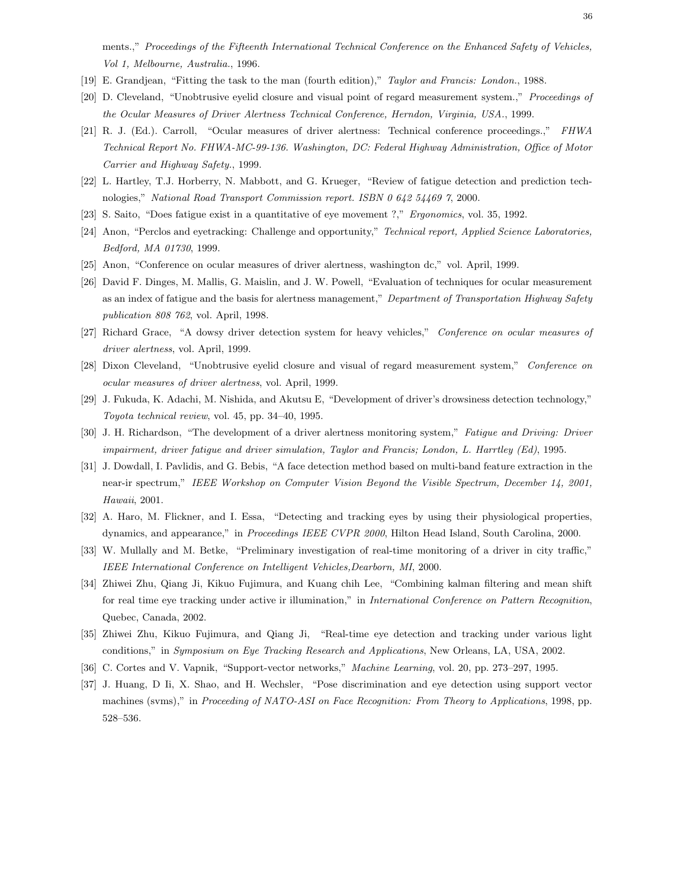ments.," *Proceedings of the Fifteenth International Technical Conference on the Enhanced Safety of Vehicles, Vol 1, Melbourne, Australia.*, 1996.

[19] E. Grandjean, "Fitting the task to the man (fourth edition)," *Taylor and Francis: London.*, 1988.

[20] D. Cleveland, "Unobtrusive eyelid closure and visual point of regard measurement system.," *Proceedings of the Ocular Measures of Driver Alertness Technical Conference, Herndon, Virginia, USA.*, 1999.

[21] R. J. (Ed.). Carroll, "Ocular measures of driver alertness: Technical conference proceedings.," *FHWA Technical Report No. FHWA-MC-99-136. Washington, DC: Federal Highway Administration, Office of Motor Carrier and Highway Safety.*, 1999.

[22] L. Hartley, T.J. Horberry, N. Mabbott, and G. Krueger, "Review of fatigue detection and prediction technologies," *National Road Transport Commission report. ISBN 0 642 54469 7*, 2000.

[23] S. Saito, "Does fatigue exist in a quantitative of eye movement ?," *Ergonomics*, vol. 35, 1992.

[24] Anon, "Perclos and eyetracking: Challenge and opportunity," *Technical report, Applied Science Laboratories, Bedford, MA 01730*, 1999.

[25] Anon, "Conference on ocular measures of driver alertness, washington dc," vol. April, 1999.

[26] David F. Dinges, M. Mallis, G. Maislin, and J. W. Powell, "Evaluation of techniques for ocular measurement as an index of fatigue and the basis for alertness management," *Department of Transportation Highway Safety publication 808 762*, vol. April, 1998.

[27] Richard Grace, "A dowsy driver detection system for heavy vehicles," *Conference on ocular measures of driver alertness*, vol. April, 1999.

[28] Dixon Cleveland, "Unobtrusive eyelid closure and visual of regard measurement system," *Conference on ocular measures of driver alertness*, vol. April, 1999.

[29] J. Fukuda, K. Adachi, M. Nishida, and Akutsu E, "Development of driver's drowsiness detection technology," *Toyota technical review*, vol. 45, pp. 34–40, 1995.

[30] J. H. Richardson, "The development of a driver alertness monitoring system," *Fatigue and Driving: Driver impairment, driver fatigue and driver simulation, Taylor and Francis; London, L. Harrtley (Ed)*, 1995.

[31] J. Dowdall, I. Pavlidis, and G. Bebis, "A face detection method based on multi-band feature extraction in the near-ir spectrum," *IEEE Workshop on Computer Vision Beyond the Visible Spectrum, December 14, 2001, Hawaii*, 2001.

[32] A. Haro, M. Flickner, and I. Essa, "Detecting and tracking eyes by using their physiological properties, dynamics, and appearance," in *Proceedings IEEE CVPR 2000*, Hilton Head Island, South Carolina, 2000.

[33] W. Mullally and M. Betke, "Preliminary investigation of real-time monitoring of a driver in city traffic," *IEEE International Conference on Intelligent Vehicles,Dearborn, MI*, 2000.

[34] Zhiwei Zhu, Qiang Ji, Kikuo Fujimura, and Kuang chih Lee, "Combining kalman filtering and mean shift for real time eye tracking under active ir illumination," in *International Conference on Pattern Recognition*, Quebec, Canada, 2002.

[35] Zhiwei Zhu, Kikuo Fujimura, and Qiang Ji, "Real-time eye detection and tracking under various light conditions," in *Symposium on Eye Tracking Research and Applications*, New Orleans, LA, USA, 2002.

[36] C. Cortes and V. Vapnik, "Support-vector networks," *Machine Learning*, vol. 20, pp. 273–297, 1995.

[37] J. Huang, D Ii, X. Shao, and H. Wechsler, "Pose discrimination and eye detection using support vector machines (svms)," in *Proceeding of NATO-ASI on Face Recognition: From Theory to Applications*, 1998, pp. 528–536.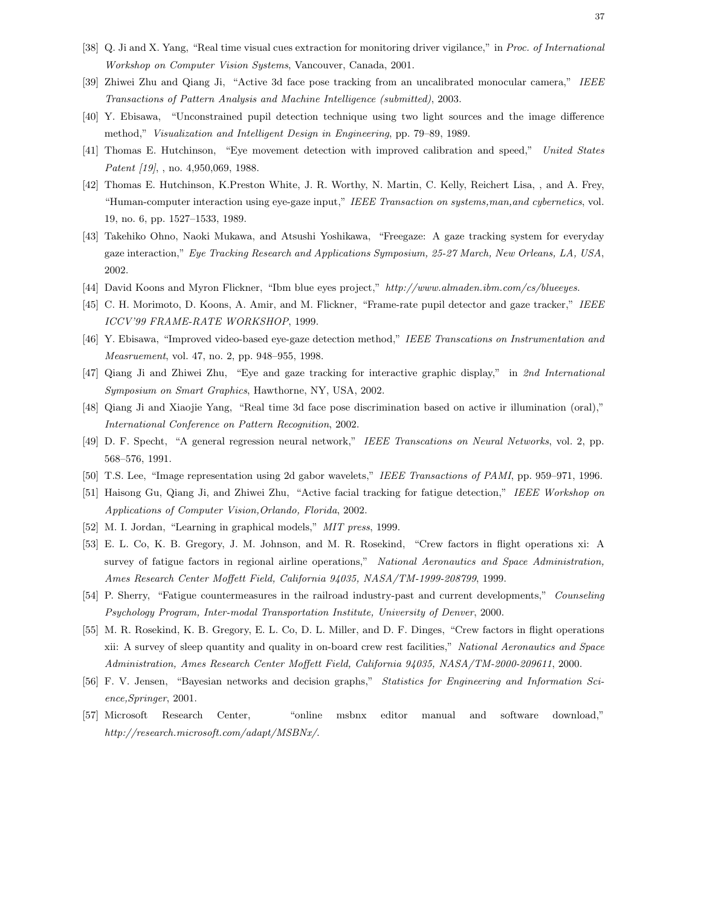[38] Q. Ji and X. Yang, "Real time visual cues extraction for monitoring driver vigilance," in *Proc. of International Workshop on Computer Vision Systems*, Vancouver, Canada, 2001.

[39] Zhiwei Zhu and Qiang Ji, "Active 3d face pose tracking from an uncalibrated monocular camera," *IEEE Transactions of Pattern Analysis and Machine Intelligence (submitted)*, 2003.

[40] Y. Ebisawa, "Unconstrained pupil detection technique using two light sources and the image difference method," *Visualization and Intelligent Design in Engineering*, pp. 79–89, 1989.

[41] Thomas E. Hutchinson, "Eye movement detection with improved calibration and speed," *United States Patent [19]*, , no. 4,950,069, 1988.

[42] Thomas E. Hutchinson, K.Preston White, J. R. Worthy, N. Martin, C. Kelly, Reichert Lisa, , and A. Frey, "Human-computer interaction using eye-gaze input," *IEEE Transaction on systems,man,and cybernetics*, vol. 19, no. 6, pp. 1527–1533, 1989.

[43] Takehiko Ohno, Naoki Mukawa, and Atsushi Yoshikawa, "Freegaze: A gaze tracking system for everyday gaze interaction," *Eye Tracking Research and Applications Symposium, 25-27 March, New Orleans, LA, USA*, 2002.

[44] David Koons and Myron Flickner, "Ibm blue eyes project," *http://www.almaden.ibm.com/cs/blueeyes*.

[45] C. H. Morimoto, D. Koons, A. Amir, and M. Flickner, "Frame-rate pupil detector and gaze tracker," *IEEE ICCV'99 FRAME-RATE WORKSHOP*, 1999.

[46] Y. Ebisawa, "Improved video-based eye-gaze detection method," *IEEE Transcations on Instrumentation and Measruement*, vol. 47, no. 2, pp. 948–955, 1998.

[47] Qiang Ji and Zhiwei Zhu, "Eye and gaze tracking for interactive graphic display," in *2nd International Symposium on Smart Graphics*, Hawthorne, NY, USA, 2002.

[48] Qiang Ji and Xiaojie Yang, "Real time 3d face pose discrimination based on active ir illumination (oral)," *International Conference on Pattern Recognition*, 2002.

[49] D. F. Specht, "A general regression neural network," *IEEE Transcations on Neural Networks*, vol. 2, pp. 568–576, 1991.

[50] T.S. Lee, "Image representation using 2d gabor wavelets," *IEEE Transactions of PAMI*, pp. 959–971, 1996.

[51] Haisong Gu, Qiang Ji, and Zhiwei Zhu, "Active facial tracking for fatigue detection," *IEEE Workshop on Applications of Computer Vision,Orlando, Florida*, 2002.

[52] M. I. Jordan, "Learning in graphical models," *MIT press*, 1999.

[53] E. L. Co, K. B. Gregory, J. M. Johnson, and M. R. Rosekind, "Crew factors in flight operations xi: A survey of fatigue factors in regional airline operations," *National Aeronautics and Space Administration, Ames Research Center Moffett Field, California 94035, NASA/TM-1999-208799*, 1999.

[54] P. Sherry, "Fatigue countermeasures in the railroad industry-past and current developments," *Counseling Psychology Program, Inter-modal Transportation Institute, University of Denver*, 2000.

[55] M. R. Rosekind, K. B. Gregory, E. L. Co, D. L. Miller, and D. F. Dinges, "Crew factors in flight operations xii: A survey of sleep quantity and quality in on-board crew rest facilities," *National Aeronautics and Space Administration, Ames Research Center Moffett Field, California 94035, NASA/TM-2000-209611*, 2000.

[56] F. V. Jensen, "Bayesian networks and decision graphs," *Statistics for Engineering and Information Science,Springer*, 2001.

[57] Microsoft Research Center, "online msbnx editor manual and software download," *http://research.microsoft.com/adapt/MSBNx/*.